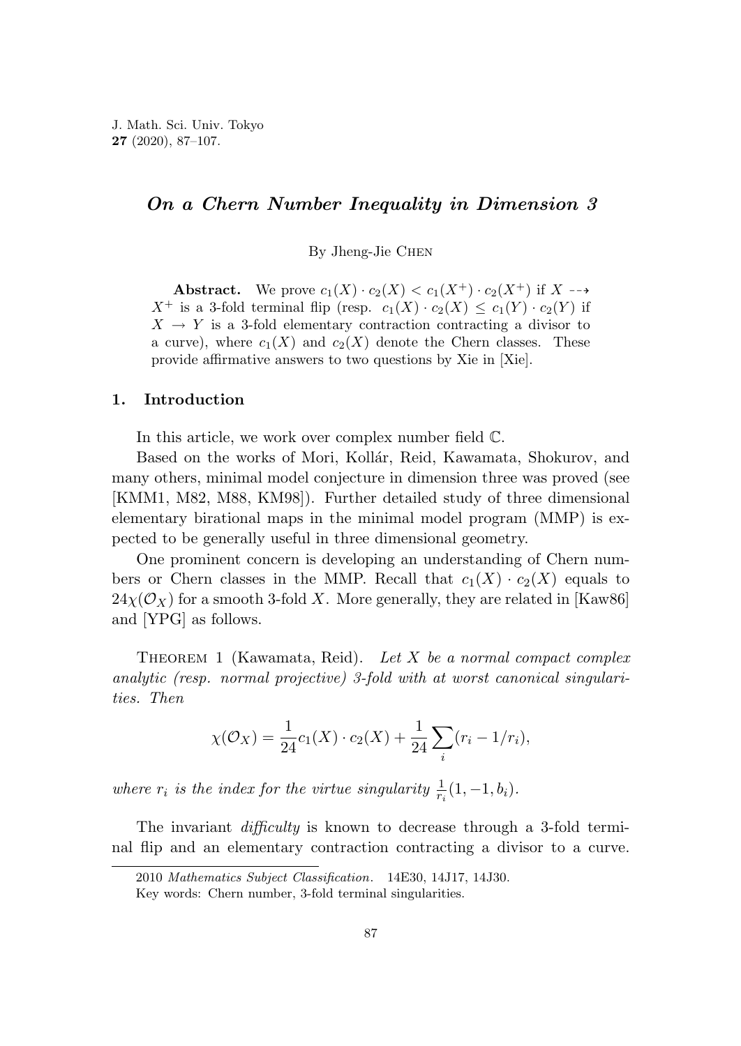# *On a Chern Number Inequality in Dimension 3*

By Jheng-Jie Chen

**Abstract.** We prove $c_1(X) \cdot c_2(X) < c_1(X^+) \cdot c_2(X^+)$ if $X \dashrightarrow X^+$ is a 3-fold terminal flip (resp. $c_1(X) \cdot c_2(X) \leq c_1(Y) \cdot c_2(Y)$ if $X \to Y$ is a 3-fold elementary contraction contracting a divisor to a curve), where $c_1(X)$ and $c_2(X)$ denote the Chern classes. These provide affirmative answers to two questions by Xie in [Xie].

## 1. Introduction

In this article, we work over complex number field $\mathbb{C}$.

Based on the works of Mori, Kollár, Reid, Kawamata, Shokurov, and many others, minimal model conjecture in dimension three was proved (see [KMM1, M82, M88, KM98]). Further detailed study of three dimensional elementary birational maps in the minimal model program (MMP) is expected to be generally useful in three dimensional geometry.

One prominent concern is developing an understanding of Chern numbers or Chern classes in the MMP. Recall that $c_1(X) \cdot c_2(X)$ equals to $24\chi(\mathcal{O}_X)$ for a smooth 3-fold $X$. More generally, they are related in [Kaw86] and [YPG] as follows.

Theorem 1 (Kawamata, Reid). *Let $X$ be a normal compact complex analytic (resp. normal projective) 3-fold with at worst canonical singularities. Then*

$$\chi(\mathcal{O}_X) = \frac{1}{24}c_1(X) \cdot c_2(X) + \frac{1}{24}\sum_i (r_i - 1/r_i),$$

*where $r_i$ is the index for the virtue singularity $\frac{1}{r_i}(1, -1, b_i)$.*

The invariant *difficulty* is known to decrease through a 3-fold terminal flip and an elementary contraction contracting a divisor to a curve.

2010 *Mathematics Subject Classification*. 14E30, 14J17, 14J30.

Key words: Chern number, 3-fold terminal singularities.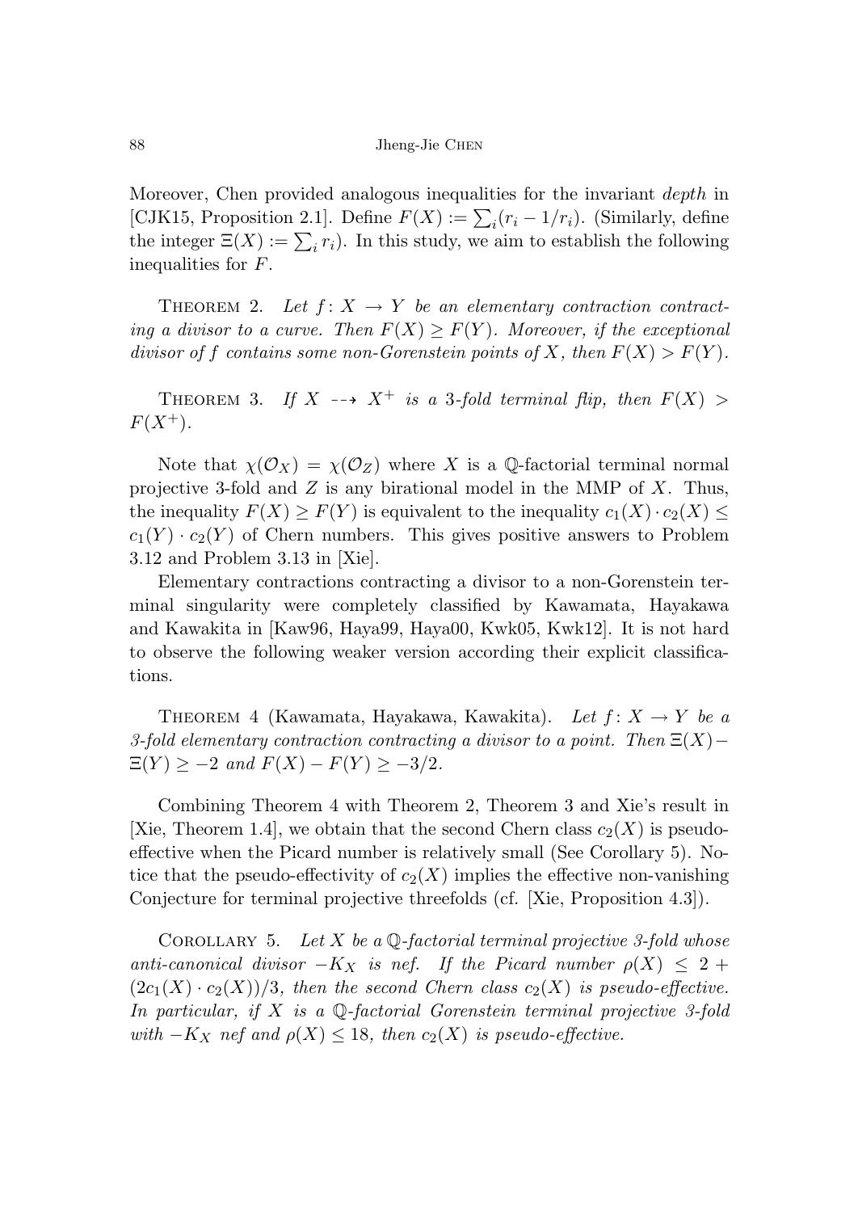Moreover, Chen provided analogous inequalities for the invariant *depth* in [CJK15, Proposition 2.1]. Define $F(X) := \sum_i (r_i - 1/r_i)$. (Similarly, define the integer $\Xi(X) := \sum_i r_i$). In this study, we aim to establish the following inequalities for $F$.

Theorem 2. *Let $f\colon X \to Y$ be an elementary contraction contracting a divisor to a curve. Then $F(X) \geq F(Y)$. Moreover, if the exceptional divisor of $f$ contains some non-Gorenstein points of $X$, then $F(X) > F(Y)$.*

Theorem 3. *If $X \dashrightarrow X^+$ is a 3-fold terminal flip, then $F(X) > F(X^+)$.*

Note that $\chi(\mathcal{O}_X) = \chi(\mathcal{O}_Z)$ where $X$ is a $\mathbb{Q}$-factorial terminal normal projective 3-fold and $Z$ is any birational model in the MMP of $X$. Thus, the inequality $F(X) \geq F(Y)$ is equivalent to the inequality $c_1(X) \cdot c_2(X) \leq c_1(Y) \cdot c_2(Y)$ of Chern numbers. This gives positive answers to Problem 3.12 and Problem 3.13 in [Xie].

Elementary contractions contracting a divisor to a non-Gorenstein terminal singularity were completely classified by Kawamata, Hayakawa and Kawakita in [Kaw96, Haya99, Haya00, Kwk05, Kwk12]. It is not hard to observe the following weaker version according their explicit classifications.

Theorem 4 (Kawamata, Hayakawa, Kawakita). *Let $f\colon X \to Y$ be a 3-fold elementary contraction contracting a divisor to a point. Then $\Xi(X) - \Xi(Y) \geq -2$ and $F(X) - F(Y) \geq -3/2$.*

Combining Theorem 4 with Theorem 2, Theorem 3 and Xie's result in [Xie, Theorem 1.4], we obtain that the second Chern class $c_2(X)$ is pseudo-effective when the Picard number is relatively small (See Corollary 5). Notice that the pseudo-effectivity of $c_2(X)$ implies the effective non-vanishing Conjecture for terminal projective threefolds (cf. [Xie, Proposition 4.3]).

Corollary 5. *Let $X$ be a $\mathbb{Q}$-factorial terminal projective 3-fold whose anti-canonical divisor $-K_X$ is nef. If the Picard number $\rho(X) \leq 2 + (2c_1(X) \cdot c_2(X))/3$, then the second Chern class $c_2(X)$ is pseudo-effective. In particular, if $X$ is a $\mathbb{Q}$-factorial Gorenstein terminal projective 3-fold with $-K_X$ nef and $\rho(X) \leq 18$, then $c_2(X)$ is pseudo-effective.*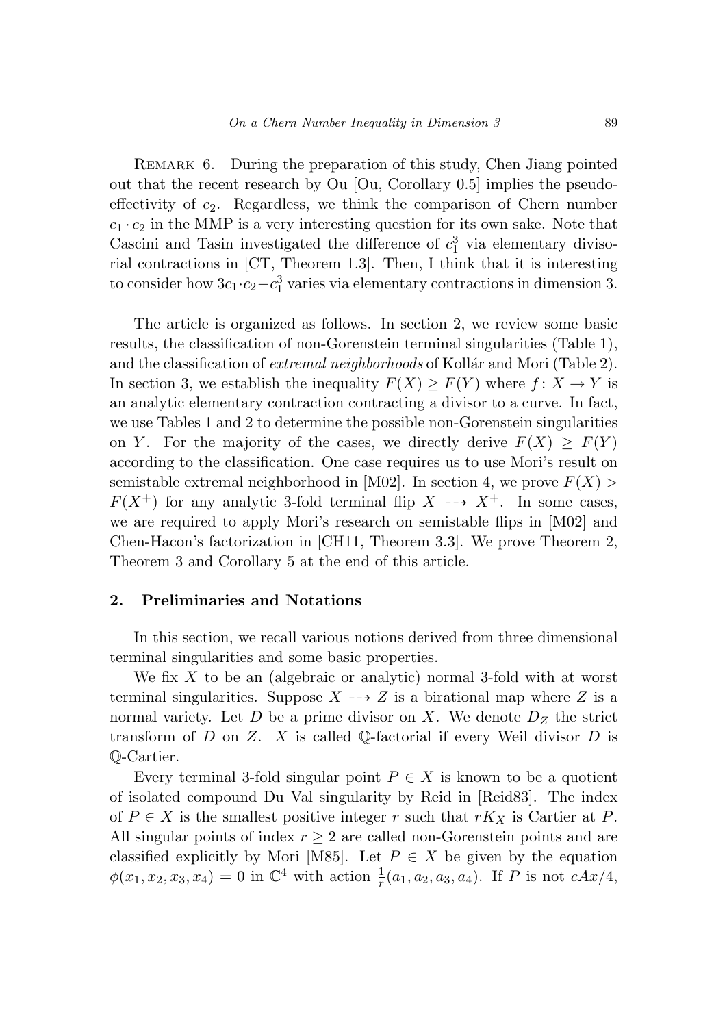Remark 6. During the preparation of this study, Chen Jiang pointed out that the recent research by Ou [Ou, Corollary 0.5] implies the pseudo-effectivity of $c_2$. Regardless, we think the comparison of Chern number $c_1 \cdot c_2$ in the MMP is a very interesting question for its own sake. Note that Cascini and Tasin investigated the difference of $c_1^3$ via elementary divisorial contractions in [CT, Theorem 1.3]. Then, I think that it is interesting to consider how $3c_1 \cdot c_2 - c_1^3$ varies via elementary contractions in dimension 3.

The article is organized as follows. In section 2, we review some basic results, the classification of non-Gorenstein terminal singularities (Table 1), and the classification of *extremal neighborhoods* of Kollár and Mori (Table 2). In section 3, we establish the inequality $F(X) \geq F(Y)$ where $f \colon X \to Y$ is an analytic elementary contraction contracting a divisor to a curve. In fact, we use Tables 1 and 2 to determine the possible non-Gorenstein singularities on $Y$. For the majority of the cases, we directly derive $F(X) \geq F(Y)$ according to the classification. One case requires us to use Mori's result on semistable extremal neighborhood in [M02]. In section 4, we prove $F(X) > F(X^+)$ for any analytic 3-fold terminal flip $X \dashrightarrow X^+$. In some cases, we are required to apply Mori's research on semistable flips in [M02] and Chen-Hacon's factorization in [CH11, Theorem 3.3]. We prove Theorem 2, Theorem 3 and Corollary 5 at the end of this article.

## 2. Preliminaries and Notations

In this section, we recall various notions derived from three dimensional terminal singularities and some basic properties.

We fix $X$ to be an (algebraic or analytic) normal 3-fold with at worst terminal singularities. Suppose $X \dashrightarrow Z$ is a birational map where $Z$ is a normal variety. Let $D$ be a prime divisor on $X$. We denote $D_Z$ the strict transform of $D$ on $Z$. $X$ is called $\mathbb{Q}$-factorial if every Weil divisor $D$ is $\mathbb{Q}$-Cartier.

Every terminal 3-fold singular point $P \in X$ is known to be a quotient of isolated compound Du Val singularity by Reid in [Reid83]. The index of $P \in X$ is the smallest positive integer $r$ such that $rK_X$ is Cartier at $P$. All singular points of index $r \geq 2$ are called non-Gorenstein points and are classified explicitly by Mori [M85]. Let $P \in X$ be given by the equation $\phi(x_1, x_2, x_3, x_4) = 0$ in $\mathbb{C}^4$ with action $\frac{1}{r}(a_1, a_2, a_3, a_4)$. If $P$ is not $cAx/4$,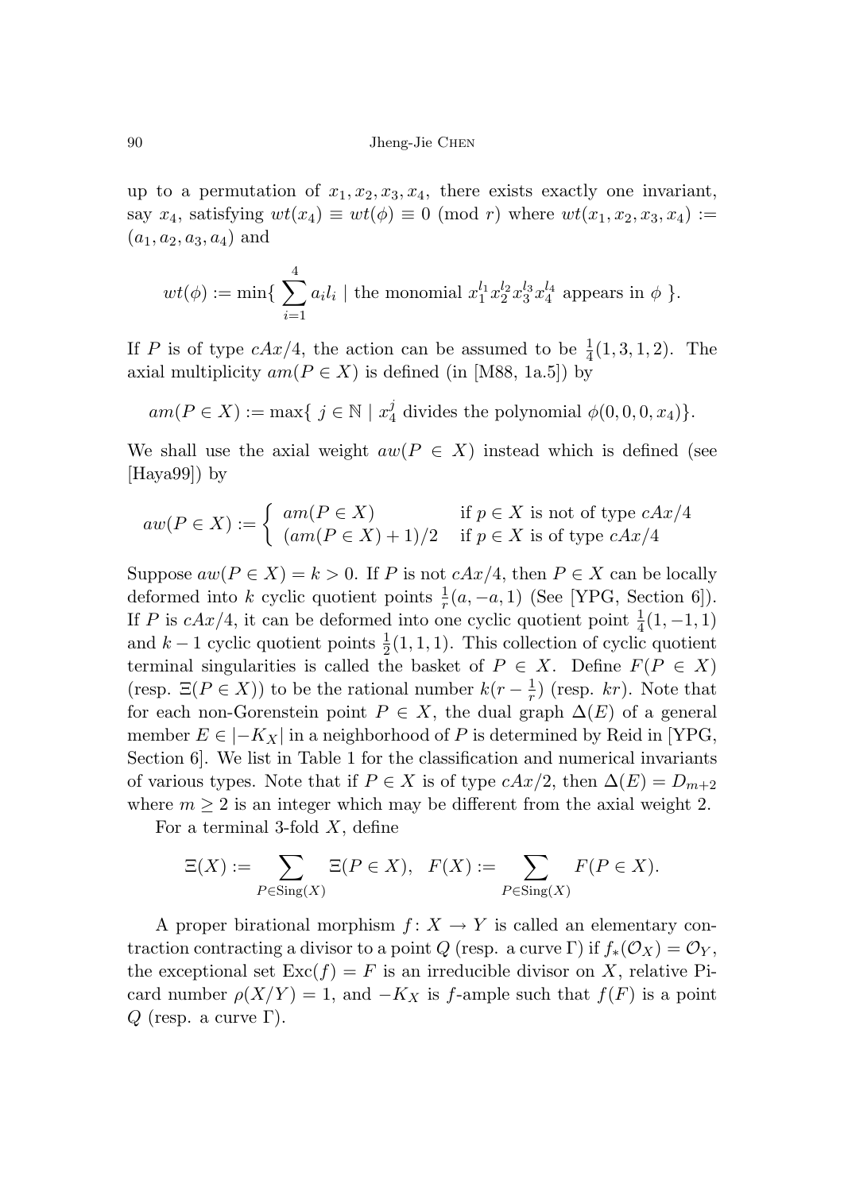up to a permutation of $x_1, x_2, x_3, x_4$, there exists exactly one invariant, say $x_4$, satisfying $wt(x_4) \equiv wt(\phi) \equiv 0 \pmod r$ where $wt(x_1, x_2, x_3, x_4) := (a_1, a_2, a_3, a_4)$ and

$$wt(\phi) := \min\{ \sum_{i=1}^{4} a_i l_i \mid \text{the monomial } x_1^{l_1} x_2^{l_2} x_3^{l_3} x_4^{l_4} \text{ appears in } \phi \}.$$

If $P$ is of type $cAx/4$, the action can be assumed to be $\frac{1}{4}(1,3,1,2)$. The axial multiplicity $am(P \in X)$ is defined (in [M88, 1a.5]) by

$$am(P \in X) := \max\{ j \in \mathbb{N} \mid x_4^j \text{ divides the polynomial } \phi(0,0,0,x_4)\}.$$

We shall use the axial weight $aw(P \in X)$ instead which is defined (see [Haya99]) by

$$aw(P \in X) := \begin{cases} am(P \in X) & \text{if } p \in X \text{ is not of type } cAx/4 \\ (am(P \in X) + 1)/2 & \text{if } p \in X \text{ is of type } cAx/4 \end{cases}$$

Suppose $aw(P \in X) = k > 0$. If $P$ is not $cAx/4$, then $P \in X$ can be locally deformed into $k$ cyclic quotient points $\frac{1}{r}(a, -a, 1)$ (See [YPG, Section 6]). If $P$ is $cAx/4$, it can be deformed into one cyclic quotient point $\frac{1}{4}(1, -1, 1)$ and $k-1$ cyclic quotient points $\frac{1}{2}(1,1,1)$. This collection of cyclic quotient terminal singularities is called the basket of $P \in X$. Define $F(P \in X)$ (resp. $\Xi(P \in X)$) to be the rational number $k(r - \frac{1}{r})$ (resp. $kr$). Note that for each non-Gorenstein point $P \in X$, the dual graph $\Delta(E)$ of a general member $E \in |-K_X|$ in a neighborhood of $P$ is determined by Reid in [YPG, Section 6]. We list in Table 1 for the classification and numerical invariants of various types. Note that if $P \in X$ is of type $cAx/2$, then $\Delta(E) = D_{m+2}$ where $m \geq 2$ is an integer which may be different from the axial weight 2.

For a terminal 3-fold $X$, define

$$\Xi(X) := \sum_{P \in \mathrm{Sing}(X)} \Xi(P \in X), \quad F(X) := \sum_{P \in \mathrm{Sing}(X)} F(P \in X).$$

A proper birational morphism $f \colon X \to Y$ is called an elementary contraction contracting a divisor to a point $Q$ (resp. a curve $\Gamma$) if $f_*(\mathcal{O}_X) = \mathcal{O}_Y$, the exceptional set $\mathrm{Exc}(f) = F$ is an irreducible divisor on $X$, relative Picard number $\rho(X/Y) = 1$, and $-K_X$ is $f$-ample such that $f(F)$ is a point $Q$ (resp. a curve $\Gamma$).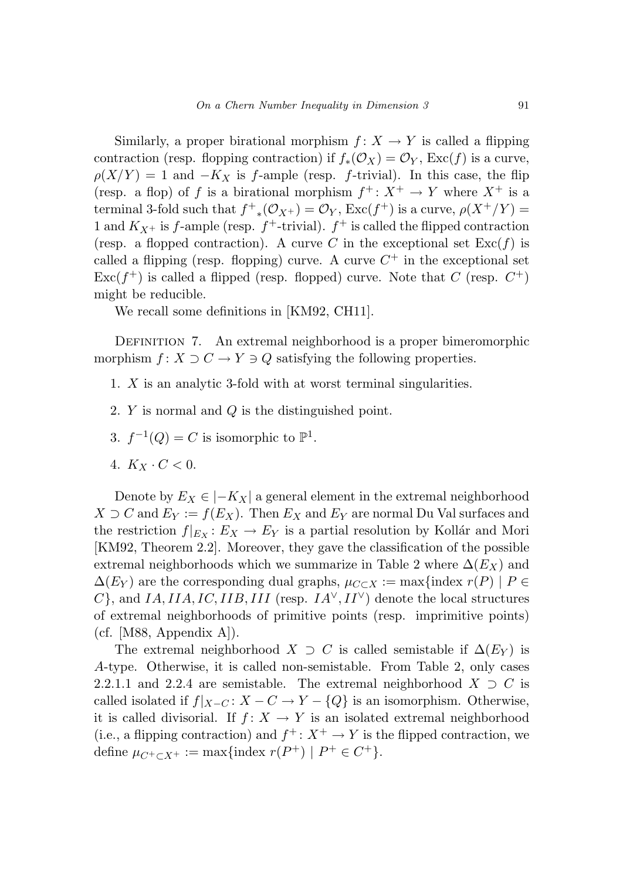Similarly, a proper birational morphism $f\colon X \to Y$ is called a flipping contraction (resp. flopping contraction) if $f_*(\mathcal{O}_X) = \mathcal{O}_Y$, $\mathrm{Exc}(f)$ is a curve, $\rho(X/Y) = 1$ and $-K_X$ is $f$-ample (resp. $f$-trivial). In this case, the flip (resp. a flop) of $f$ is a birational morphism $f^+\colon X^+ \to Y$ where $X^+$ is a terminal 3-fold such that ${f^+}_*(\mathcal{O}_{X^+}) = \mathcal{O}_Y$, $\mathrm{Exc}(f^+)$ is a curve, $\rho(X^+/Y) = 1$ and $K_{X^+}$ is $f$-ample (resp. $f^+$-trivial). $f^+$ is called the flipped contraction (resp. a flopped contraction). A curve $C$ in the exceptional set $\mathrm{Exc}(f)$ is called a flipping (resp. flopping) curve. A curve $C^+$ in the exceptional set $\mathrm{Exc}(f^+)$ is called a flipped (resp. flopped) curve. Note that $C$ (resp. $C^+$) might be reducible.

We recall some definitions in [KM92, CH11].

Definition 7. An extremal neighborhood is a proper bimeromorphic morphism $f\colon X \supset C \to Y \ni Q$ satisfying the following properties.

1. $X$ is an analytic 3-fold with at worst terminal singularities.
2. $Y$ is normal and $Q$ is the distinguished point.
3. $f^{-1}(Q) = C$ is isomorphic to $\mathbb{P}^1$.
4. $K_X \cdot C < 0$.

Denote by $E_X \in |-K_X|$ a general element in the extremal neighborhood $X \supset C$ and $E_Y := f(E_X)$. Then $E_X$ and $E_Y$ are normal Du Val surfaces and the restriction $f|_{E_X}\colon E_X \to E_Y$ is a partial resolution by Kollár and Mori [KM92, Theorem 2.2]. Moreover, they gave the classification of the possible extremal neighborhoods which we summarize in Table 2 where $\Delta(E_X)$ and $\Delta(E_Y)$ are the corresponding dual graphs, $\mu_{C\subset X} := \max\{\text{index } r(P) \mid P \in C\}$, and $IA, IIA, IC, IIB, III$ (resp. $IA^\vee, II^\vee$) denote the local structures of extremal neighborhoods of primitive points (resp. imprimitive points) (cf. [M88, Appendix A]).

The extremal neighborhood $X \supset C$ is called semistable if $\Delta(E_Y)$ is $A$-type. Otherwise, it is called non-semistable. From Table 2, only cases 2.2.1.1 and 2.2.4 are semistable. The extremal neighborhood $X \supset C$ is called isolated if $f|_{X-C}\colon X - C \to Y - \{Q\}$ is an isomorphism. Otherwise, it is called divisorial. If $f\colon X \to Y$ is an isolated extremal neighborhood (i.e., a flipping contraction) and $f^+\colon X^+ \to Y$ is the flipped contraction, we define $\mu_{C^+\subset X^+} := \max\{\text{index } r(P^+) \mid P^+ \in C^+\}$.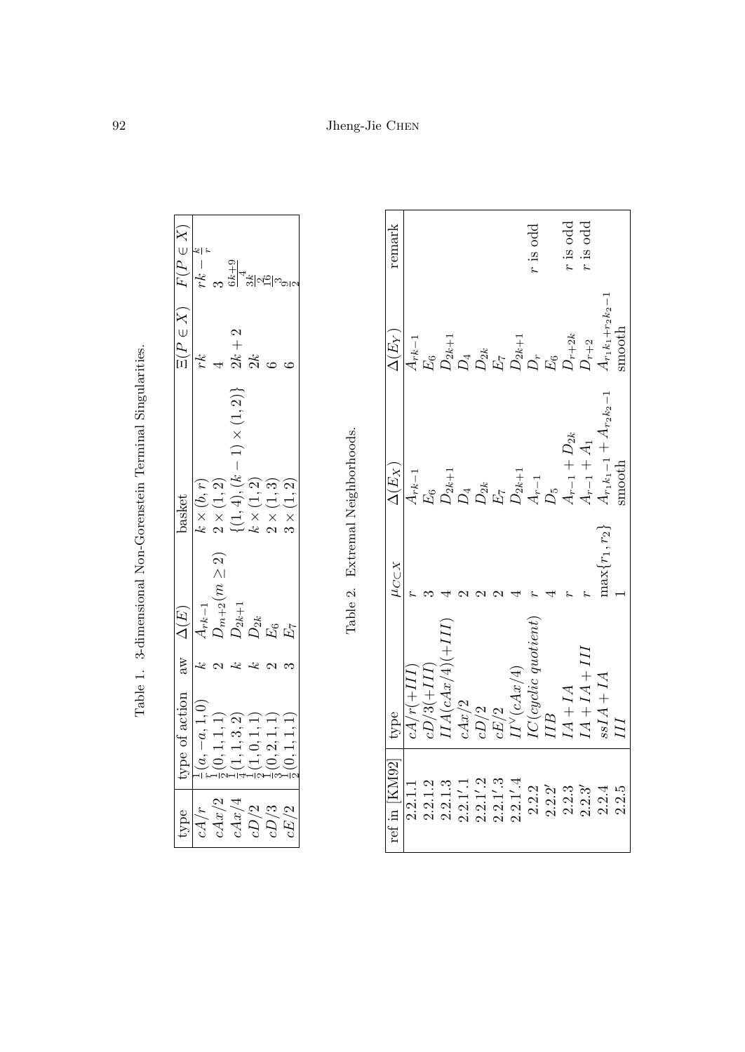Table 1. 3-dimensional Non-Gorenstein Terminal Singularities.

| type | type of action | aw | $\Delta(E)$ | basket | $\Xi(P \in X)$ | $F(P \in X)$ |
|---|---|---|---|---|---|---|
| $cA/r$ | $\frac{1}{r}(a,-a,1,0)$ | $k$ | $A_{rk-1}$ | $k \times (b,r)$ | $rk$ | $rk - \frac{k}{r}$ |
| $cAx/2$ | $\frac{1}{2}(0,1,1,1)$ | 2 | $D_{m+2}(m \geq 2)$ | $2 \times (1,2)$ | 4 | 3 |
| $cAx/4$ | $\frac{1}{4}(1,1,3,2)$ | $k$ | $D_{2k+1}$ | $\{(1,4),(k-1) \times (1,2)\}$ | $2k+2$ | $\frac{6k+9}{4}$ |
| $cD/2$ | $\frac{1}{2}(1,0,1,1)$ | $k$ | $D_{2k}$ | $k \times (1,2)$ | $2k$ | $\frac{3k}{2}$ |
| $cD/3$ | $\frac{1}{3}(0,2,1,1)$ | 2 | $E_6$ | $2 \times (1,3)$ | 6 | $\frac{16}{3}$ |
| $cE/2$ | $\frac{1}{2}(0,1,1,1)$ | 3 | $E_7$ | $3 \times (1,2)$ | 6 | $\frac{9}{2}$ |

Table 2. Extremal Neighborhoods.

| ref in [KM92] | type | $\mu_{C \subset X}$ | $\Delta(E_X)$ | $\Delta(E_Y)$ | remark |
|---|---|---|---|---|---|
| 2.2.1 | $cA/r(+III)$ | $r$ | $A_{rk-1}$ | $A_{rk-1}$ | |
| 2.2.1.2 | $cD/3(+III)$ | 3 | $E_6$ | $E_6$ | |
| 2.2.1.3 | $IIA(cAx/4)(+III)$ | 4 | $D_{2k+1}$ | $D_{2k+1}$ | |
| 2.2.1'.1 | $cAx/2$ | 2 | $D_4$ | $D_4$ | |
| 2.2.1'.2 | $cD/2$ | 2 | $D_{2k}$ | $D_{2k}$ | |
| 2.2.1'.3 | $cE/2$ | 2 | $E_7$ | $E_7$ | |
| 2.2.1'.4 | $II^{\vee}(cAx/4)$ | 4 | $D_{2k+1}$ | $D_{2k+1}$ | |
| 2.2.2 | $IC(cyclic\ quotient)$ | $r$ | $A_{r-1}$ | $D_r$ | $r$ is odd |
| 2.2.2' | $IIB$ | 4 | $D_5$ | $E_6$ | |
| 2.2.3 | $IA+IA$ | $r$ | $A_{r-1}+D_{2k}$ | $D_{r+2k}$ | $r$ is odd |
| 2.2.3' | $IA+IA+III$ | $r$ | $A_{r-1}+A_1$ | $D_{r+2}$ | $r$ is odd |
| 2.2.4 | $ssIA+IA$ | $\max\{r_1,r_2\}$ | $A_{r_1k_1-1}+A_{r_2k_2-1}$ | $A_{r_1k_1+r_2k_2-1}$ | |
| 2.2.5 | $III$ | 1 | smooth | smooth | |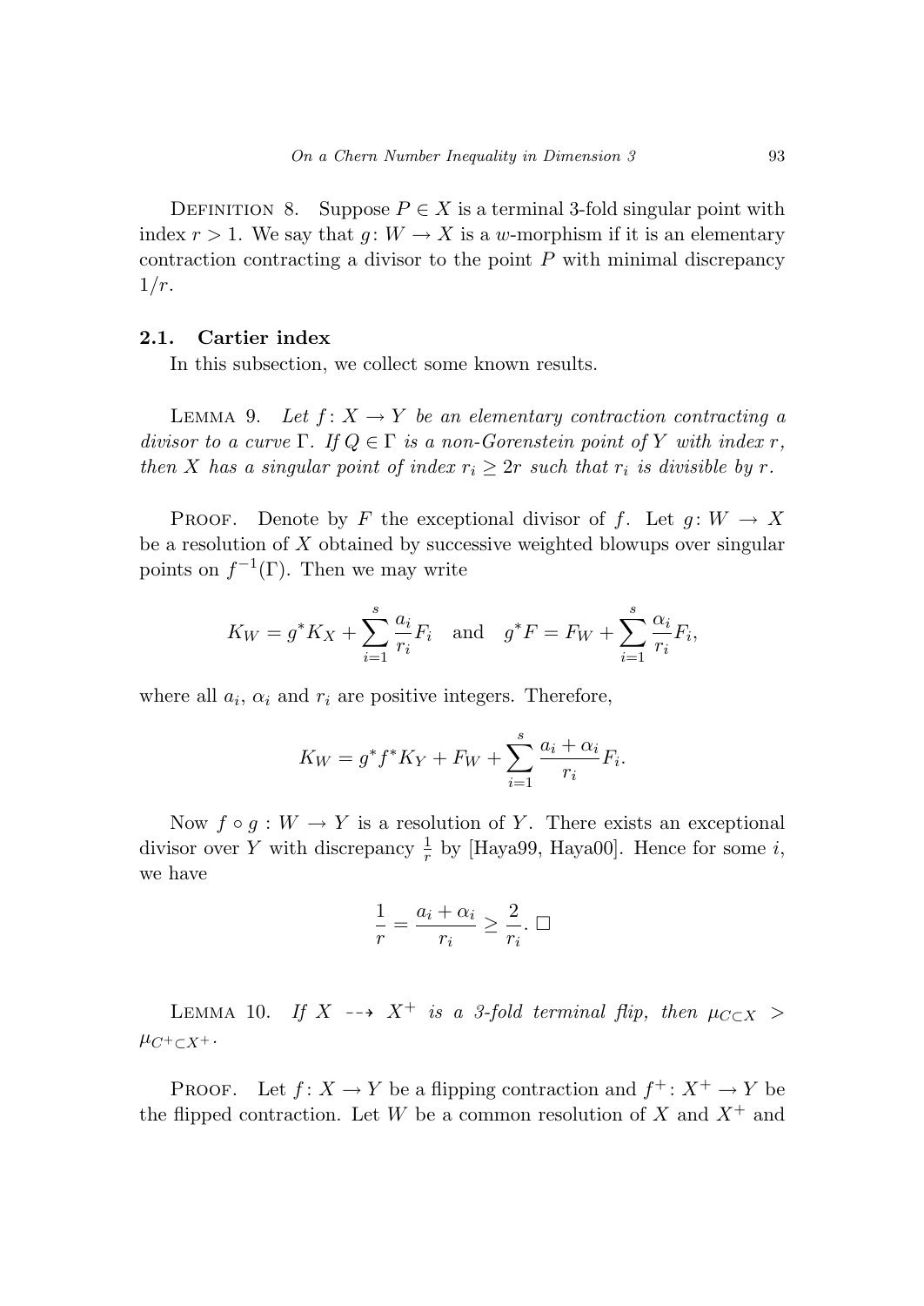DEFINITION 8. Suppose $P \in X$ is a terminal 3-fold singular point with index $r > 1$. We say that $g\colon W \to X$ is a $w$-morphism if it is an elementary contraction contracting a divisor to the point $P$ with minimal discrepancy $1/r$.

### 2.1. Cartier index

In this subsection, we collect some known results.

LEMMA 9. *Let $f\colon X \to Y$ be an elementary contraction contracting a divisor to a curve $\Gamma$. If $Q \in \Gamma$ is a non-Gorenstein point of $Y$ with index $r$, then $X$ has a singular point of index $r_i \geq 2r$ such that $r_i$ is divisible by $r$.*

PROOF. Denote by $F$ the exceptional divisor of $f$. Let $g\colon W \to X$ be a resolution of $X$ obtained by successive weighted blowups over singular points on $f^{-1}(\Gamma)$. Then we may write

$$K_W = g^*K_X + \sum_{i=1}^{s} \frac{a_i}{r_i} F_i \quad \text{and} \quad g^*F = F_W + \sum_{i=1}^{s} \frac{\alpha_i}{r_i} F_i,$$

where all $a_i$, $\alpha_i$ and $r_i$ are positive integers. Therefore,

$$K_W = g^*f^*K_Y + F_W + \sum_{i=1}^{s} \frac{a_i + \alpha_i}{r_i} F_i.$$

Now $f \circ g : W \to Y$ is a resolution of $Y$. There exists an exceptional divisor over $Y$ with discrepancy $\frac{1}{r}$ by [Haya99, Haya00]. Hence for some $i$, we have

$$\frac{1}{r} = \frac{a_i + \alpha_i}{r_i} \geq \frac{2}{r_i}. \ \square$$

LEMMA 10. *If $X \dashrightarrow X^+$ is a 3-fold terminal flip, then $\mu_{C \subset X} > \mu_{C^+ \subset X^+}$.*

PROOF. Let $f\colon X \to Y$ be a flipping contraction and $f^+\colon X^+ \to Y$ be the flipped contraction. Let $W$ be a common resolution of $X$ and $X^+$ and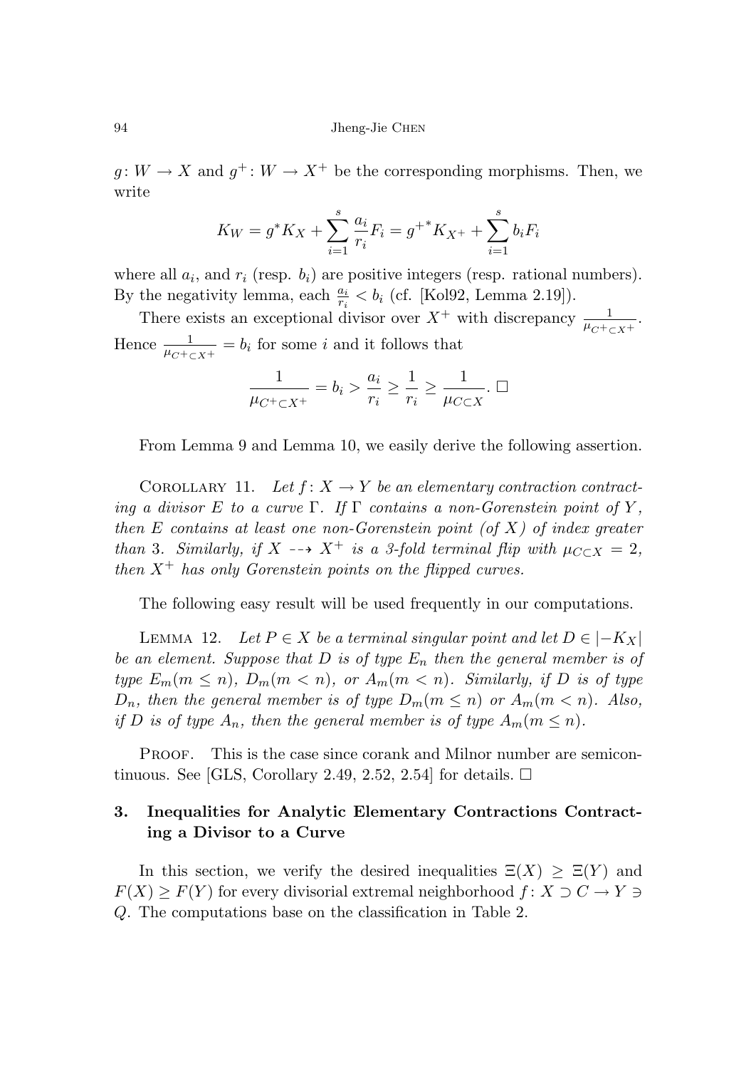$g\colon W \to X$ and $g^+\colon W \to X^+$ be the corresponding morphisms. Then, we write

$$K_W = g^*K_X + \sum_{i=1}^{s} \frac{a_i}{r_i} F_i = {g^+}^* K_{X^+} + \sum_{i=1}^{s} b_i F_i$$

where all $a_i$, and $r_i$ (resp. $b_i$) are positive integers (resp. rational numbers). By the negativity lemma, each $\frac{a_i}{r_i} < b_i$ (cf. [Kol92, Lemma 2.19]).

There exists an exceptional divisor over $X^+$ with discrepancy $\frac{1}{\mu_{C^+ \subset X^+}}$. Hence $\frac{1}{\mu_{C^+ \subset X^+}} = b_i$ for some $i$ and it follows that

$$\frac{1}{\mu_{C^+ \subset X^+}} = b_i > \frac{a_i}{r_i} \geq \frac{1}{r_i} \geq \frac{1}{\mu_{C \subset X}}. \ \square$$

From Lemma 9 and Lemma 10, we easily derive the following assertion.

Corollary 11. *Let $f\colon X \to Y$ be an elementary contraction contracting a divisor $E$ to a curve $\Gamma$. If $\Gamma$ contains a non-Gorenstein point of $Y$, then $E$ contains at least one non-Gorenstein point (of $X$) of index greater than 3. Similarly, if $X \dashrightarrow X^+$ is a 3-fold terminal flip with $\mu_{C \subset X} = 2$, then $X^+$ has only Gorenstein points on the flipped curves.*

The following easy result will be used frequently in our computations.

Lemma 12. *Let $P \in X$ be a terminal singular point and let $D \in |-K_X|$ be an element. Suppose that $D$ is of type $E_n$ then the general member is of type $E_m (m \leq n)$, $D_m (m < n)$, or $A_m (m < n)$. Similarly, if $D$ is of type $D_n$, then the general member is of type $D_m (m \leq n)$ or $A_m (m < n)$. Also, if $D$ is of type $A_n$, then the general member is of type $A_m (m \leq n)$.*

Proof. This is the case since corank and Milnor number are semicontinuous. See [GLS, Corollary 2.49, 2.52, 2.54] for details. $\square$

## 3. Inequalities for Analytic Elementary Contractions Contracting a Divisor to a Curve

In this section, we verify the desired inequalities $\Xi(X) \geq \Xi(Y)$ and $F(X) \geq F(Y)$ for every divisorial extremal neighborhood $f\colon X \supset C \to Y \ni Q$. The computations base on the classification in Table 2.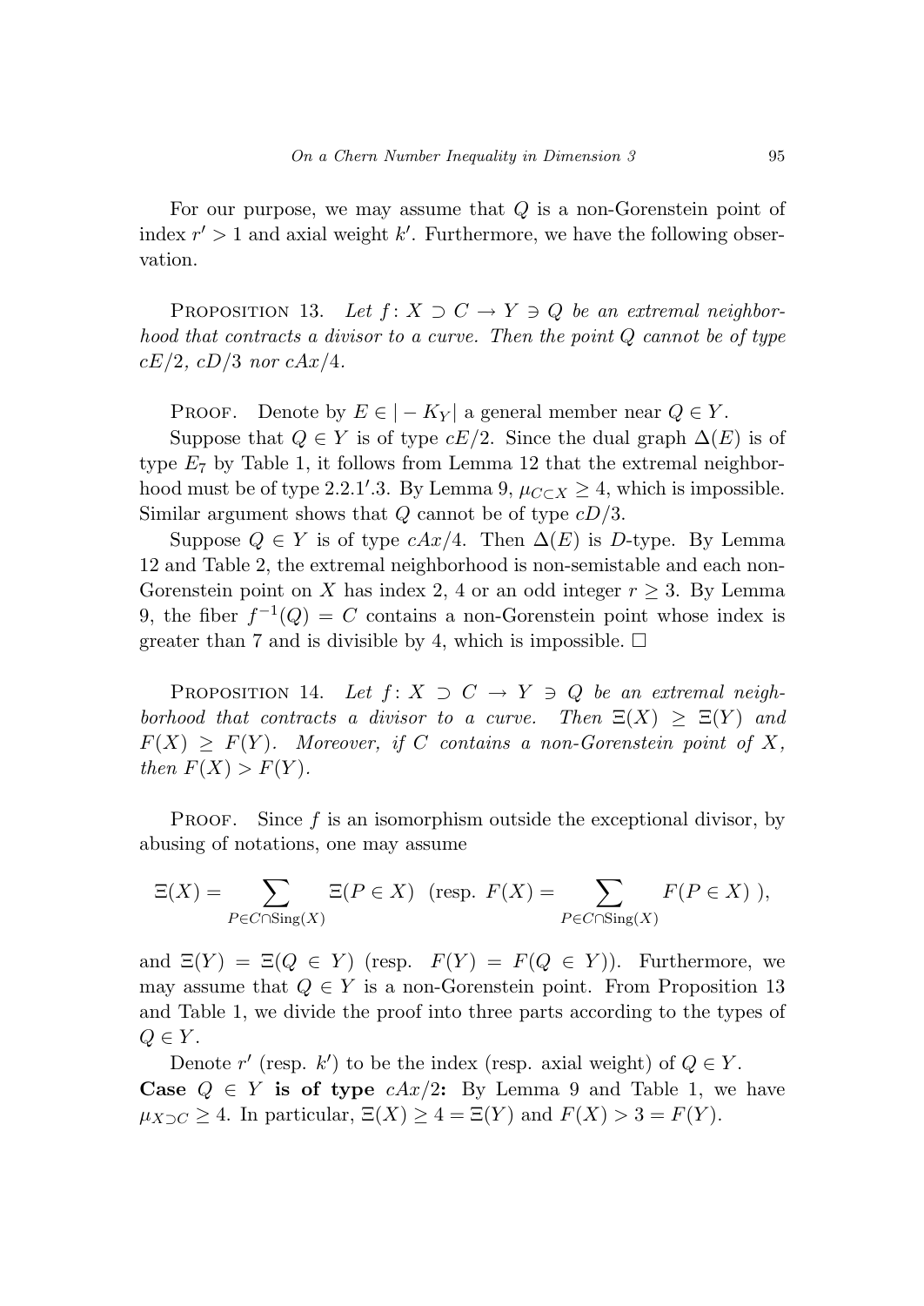For our purpose, we may assume that $Q$ is a non-Gorenstein point of index $r' > 1$ and axial weight $k'$. Furthermore, we have the following observation.

Proposition 13. *Let $f\colon X \supset C \to Y \ni Q$ be an extremal neighborhood that contracts a divisor to a curve. Then the point $Q$ cannot be of type $cE/2$, $cD/3$ nor $cAx/4$.*

Proof. Denote by $E \in |-K_Y|$ a general member near $Q \in Y$.

Suppose that $Q \in Y$ is of type $cE/2$. Since the dual graph $\Delta(E)$ is of type $E_7$ by Table 1, it follows from Lemma 12 that the extremal neighborhood must be of type 2.2.1$'$.3. By Lemma 9, $\mu_{C \subset X} \geq 4$, which is impossible. Similar argument shows that $Q$ cannot be of type $cD/3$.

Suppose $Q \in Y$ is of type $cAx/4$. Then $\Delta(E)$ is $D$-type. By Lemma 12 and Table 2, the extremal neighborhood is non-semistable and each non-Gorenstein point on $X$ has index 2, 4 or an odd integer $r \geq 3$. By Lemma 9, the fiber $f^{-1}(Q) = C$ contains a non-Gorenstein point whose index is greater than 7 and is divisible by 4, which is impossible. $\square$

Proposition 14. *Let $f\colon X \supset C \to Y \ni Q$ be an extremal neighborhood that contracts a divisor to a curve. Then $\Xi(X) \geq \Xi(Y)$ and $F(X) \geq F(Y)$. Moreover, if $C$ contains a non-Gorenstein point of $X$, then $F(X) > F(Y)$.*

Proof. Since $f$ is an isomorphism outside the exceptional divisor, by abusing of notations, one may assume

$$\Xi(X) = \sum_{P \in C \cap \mathrm{Sing}(X)} \Xi(P \in X) \ \ (\text{resp. } F(X) = \sum_{P \in C \cap \mathrm{Sing}(X)} F(P \in X)\ ),$$

and $\Xi(Y) = \Xi(Q \in Y)$ (resp. $F(Y) = F(Q \in Y)$). Furthermore, we may assume that $Q \in Y$ is a non-Gorenstein point. From Proposition 13 and Table 1, we divide the proof into three parts according to the types of $Q \in Y$.

Denote $r'$ (resp. $k'$) to be the index (resp. axial weight) of $Q \in Y$.

**Case $Q \in Y$ is of type $cAx/2$:** By Lemma 9 and Table 1, we have $\mu_{X \supset C} \geq 4$. In particular, $\Xi(X) \geq 4 = \Xi(Y)$ and $F(X) > 3 = F(Y)$.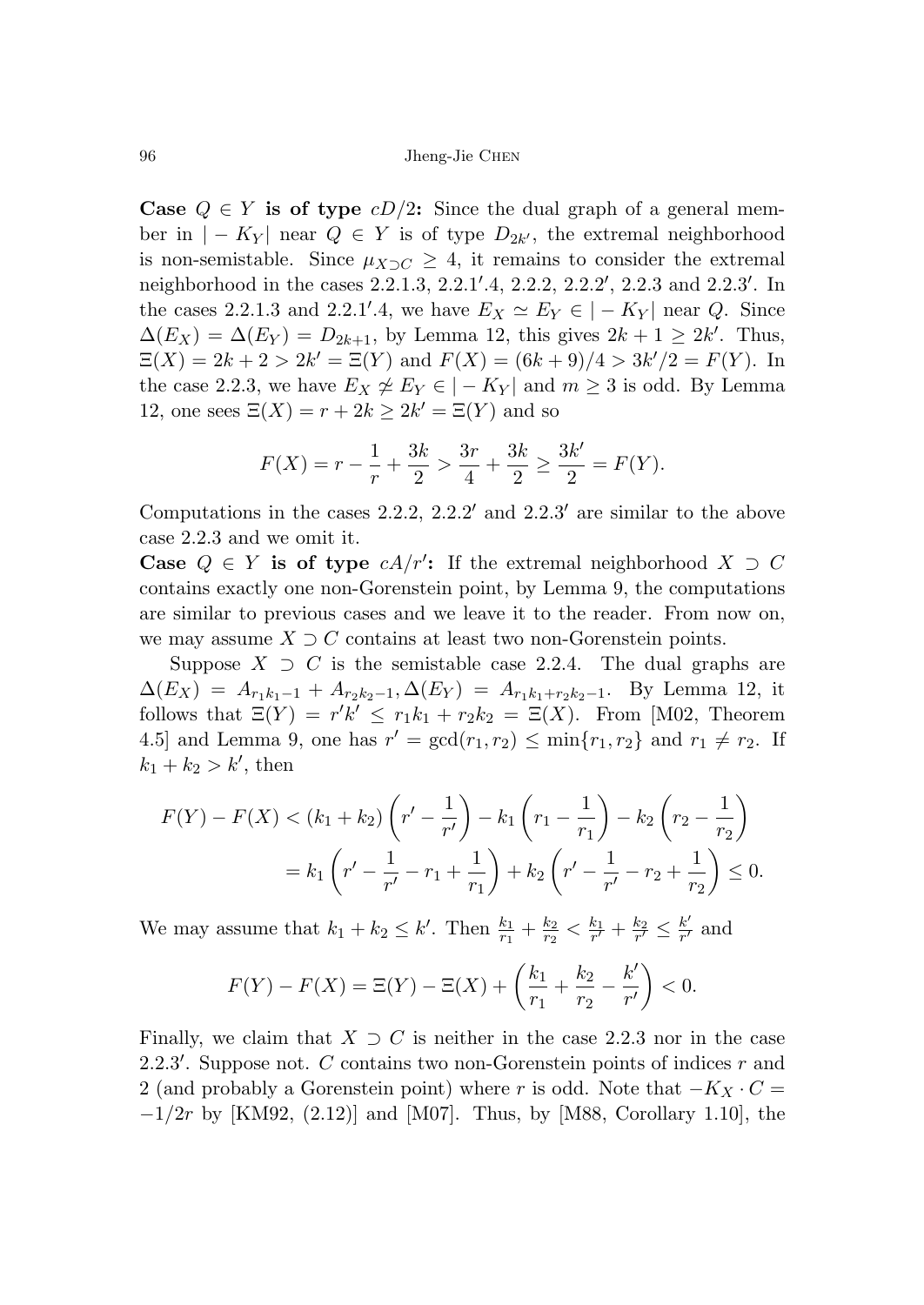**Case $Q \in Y$ is of type $cD/2$:** Since the dual graph of a general member in $|-K_Y|$ near $Q \in Y$ is of type $D_{2k'}$, the extremal neighborhood is non-semistable. Since $\mu_{X \supset C} \geq 4$, it remains to consider the extremal neighborhood in the cases 2.2.1.3, 2.2.1$'$.4, 2.2.2, 2.2.2$'$, 2.2.3 and 2.2.3$'$. In the cases 2.2.1.3 and 2.2.1$'$.4, we have $E_X \simeq E_Y \in |-K_Y|$ near $Q$. Since $\Delta(E_X) = \Delta(E_Y) = D_{2k+1}$, by Lemma 12, this gives $2k+1 \geq 2k'$. Thus, $\Xi(X) = 2k+2 > 2k' = \Xi(Y)$ and $F(X) = (6k+9)/4 > 3k'/2 = F(Y)$. In the case 2.2.3, we have $E_X \not\simeq E_Y \in |-K_Y|$ and $m \geq 3$ is odd. By Lemma 12, one sees $\Xi(X) = r + 2k \geq 2k' = \Xi(Y)$ and so

$$F(X) = r - \frac{1}{r} + \frac{3k}{2} > \frac{3r}{4} + \frac{3k}{2} \geq \frac{3k'}{2} = F(Y).$$

Computations in the cases 2.2.2, 2.2.2$'$ and 2.2.3$'$ are similar to the above case 2.2.3 and we omit it.

**Case $Q \in Y$ is of type $cA/r'$:** If the extremal neighborhood $X \supset C$ contains exactly one non-Gorenstein point, by Lemma 9, the computations are similar to previous cases and we leave it to the reader. From now on, we may assume $X \supset C$ contains at least two non-Gorenstein points.

Suppose $X \supset C$ is the semistable case 2.2.4. The dual graphs are $\Delta(E_X) = A_{r_1k_1-1} + A_{r_2k_2-1}, \Delta(E_Y) = A_{r_1k_1+r_2k_2-1}$. By Lemma 12, it follows that $\Xi(Y) = r'k' \leq r_1k_1 + r_2k_2 = \Xi(X)$. From [M02, Theorem 4.5] and Lemma 9, one has $r' = \gcd(r_1, r_2) \leq \min\{r_1, r_2\}$ and $r_1 \neq r_2$. If $k_1 + k_2 > k'$, then

$$\begin{aligned} F(Y) - F(X) &< (k_1 + k_2)\left(r' - \frac{1}{r'}\right) - k_1\left(r_1 - \frac{1}{r_1}\right) - k_2\left(r_2 - \frac{1}{r_2}\right) \\ &= k_1\left(r' - \frac{1}{r'} - r_1 + \frac{1}{r_1}\right) + k_2\left(r' - \frac{1}{r'} - r_2 + \frac{1}{r_2}\right) \leq 0. \end{aligned}$$

We may assume that $k_1 + k_2 \leq k'$. Then $\frac{k_1}{r_1} + \frac{k_2}{r_2} < \frac{k_1}{r'} + \frac{k_2}{r'} \leq \frac{k'}{r'}$ and

$$F(Y) - F(X) = \Xi(Y) - \Xi(X) + \left(\frac{k_1}{r_1} + \frac{k_2}{r_2} - \frac{k'}{r'}\right) < 0.$$

Finally, we claim that $X \supset C$ is neither in the case 2.2.3 nor in the case 2.2.3$'$. Suppose not. $C$ contains two non-Gorenstein points of indices $r$ and 2 (and probably a Gorenstein point) where $r$ is odd. Note that $-K_X \cdot C = -1/2r$ by [KM92, (2.12)] and [M07]. Thus, by [M88, Corollary 1.10], the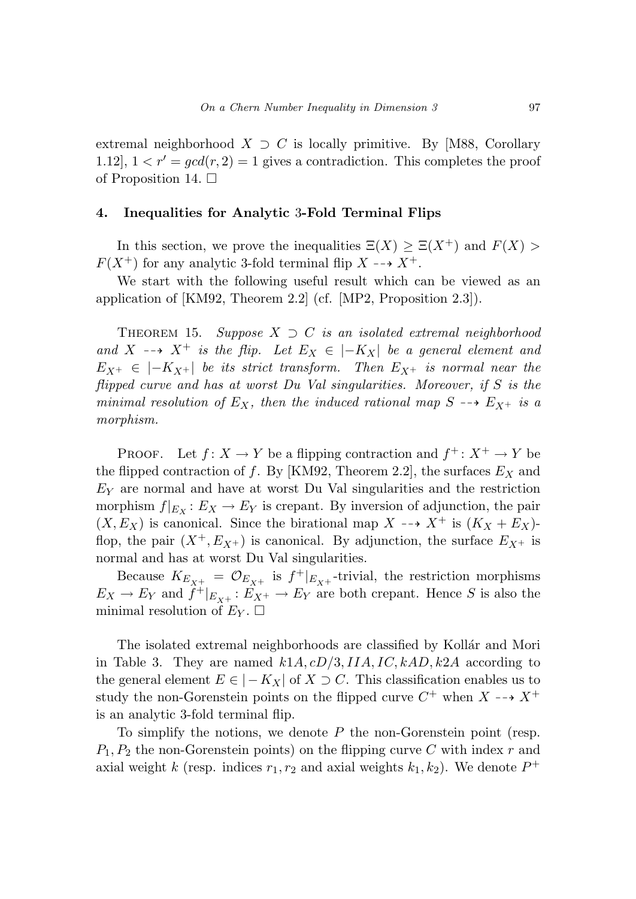extremal neighborhood $X \supset C$ is locally primitive. By [M88, Corollary 1.12], $1 < r' = gcd(r, 2) = 1$ gives a contradiction. This completes the proof of Proposition 14. $\square$

## 4. Inequalities for Analytic 3-Fold Terminal Flips

In this section, we prove the inequalities $\Xi(X) \geq \Xi(X^+)$ and $F(X) > F(X^+)$ for any analytic 3-fold terminal flip $X \dashrightarrow X^+$.

We start with the following useful result which can be viewed as an application of [KM92, Theorem 2.2] (cf. [MP2, Proposition 2.3]).

Theorem 15. *Suppose $X \supset C$ is an isolated extremal neighborhood and $X \dashrightarrow X^+$ is the flip. Let $E_X \in |-K_X|$ be a general element and $E_{X^+} \in |-K_{X^+}|$ be its strict transform. Then $E_{X^+}$ is normal near the flipped curve and has at worst Du Val singularities. Moreover, if $S$ is the minimal resolution of $E_X$, then the induced rational map $S \dashrightarrow E_{X^+}$ is a morphism.*

Proof. Let $f\colon X \to Y$ be a flipping contraction and $f^+\colon X^+ \to Y$ be the flipped contraction of $f$. By [KM92, Theorem 2.2], the surfaces $E_X$ and $E_Y$ are normal and have at worst Du Val singularities and the restriction morphism $f|_{E_X}\colon E_X \to E_Y$ is crepant. By inversion of adjunction, the pair $(X, E_X)$ is canonical. Since the birational map $X \dashrightarrow X^+$ is $(K_X + E_X)$-flop, the pair $(X^+, E_{X^+})$ is canonical. By adjunction, the surface $E_{X^+}$ is normal and has at worst Du Val singularities.

Because $K_{E_{X^+}} = \mathcal{O}_{E_{X^+}}$ is $f^+|_{E_{X^+}}$-trivial, the restriction morphisms $E_X \to E_Y$ and $f^+|_{E_{X^+}}\colon E_{X^+} \to E_Y$ are both crepant. Hence $S$ is also the minimal resolution of $E_Y$. $\square$

The isolated extremal neighborhoods are classified by Kollár and Mori in Table 3. They are named $k1A, cD/3, IIA, IC, kAD, k2A$ according to the general element $E \in |-K_X|$ of $X \supset C$. This classification enables us to study the non-Gorenstein points on the flipped curve $C^+$ when $X \dashrightarrow X^+$ is an analytic 3-fold terminal flip.

To simplify the notions, we denote $P$ the non-Gorenstein point (resp. $P_1, P_2$ the non-Gorenstein points) on the flipping curve $C$ with index $r$ and axial weight $k$ (resp. indices $r_1, r_2$ and axial weights $k_1, k_2$). We denote $P^+$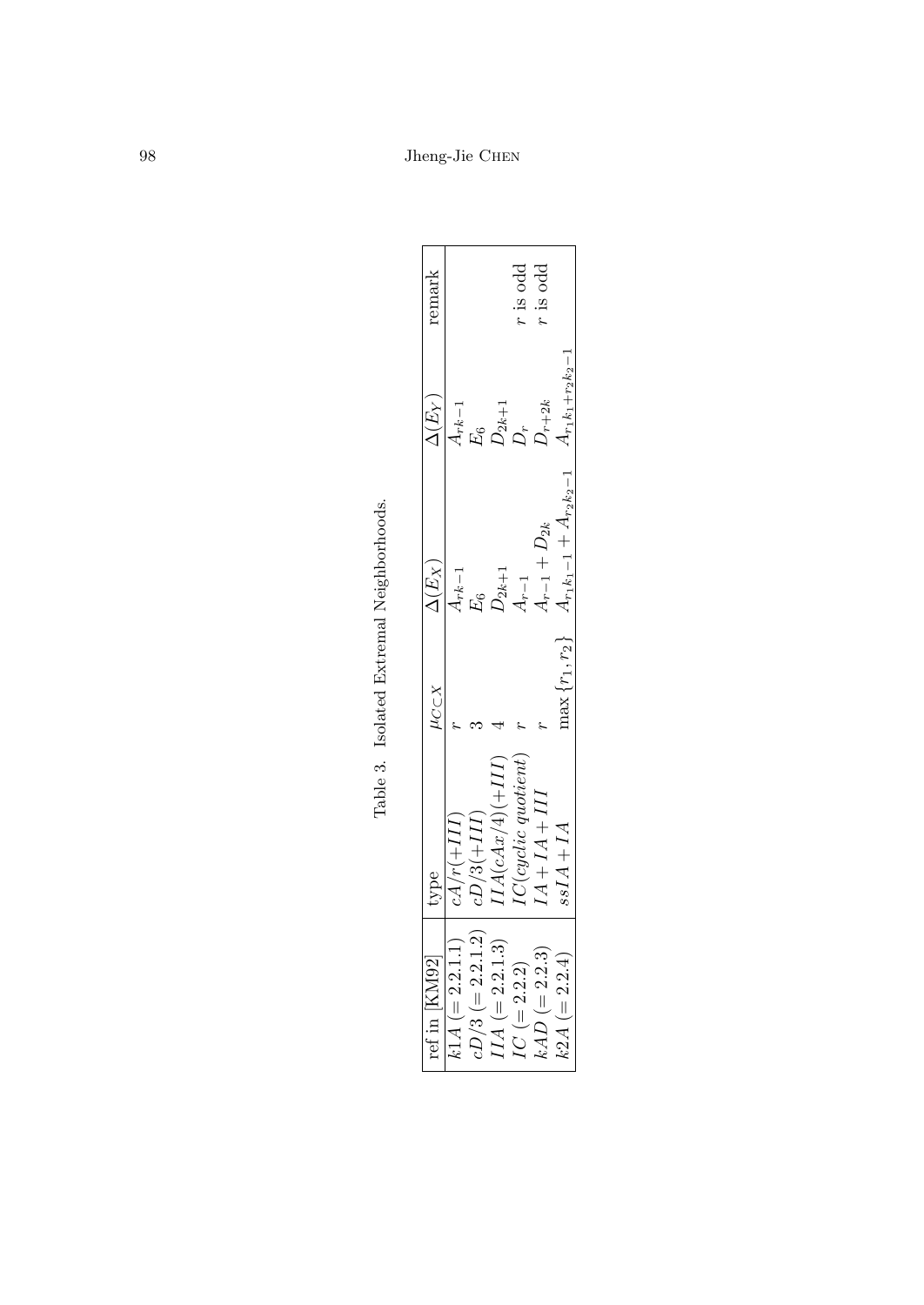Table 3. Isolated Extremal Neighborhoods.

| ref in [KM92] | type | $\mu_{C \subset X}$ | $\Delta(E_X)$ | $\Delta(E_Y)$ | remark |
|---|---|---|---|---|---|
| $k1A\,(=2.2.1.1)$ | $cA/r(+III)$ | $r$ | $A_{rk-1}$ | $A_{rk-1}$ | |
| $cD/3\,(=2.2.1.2)$ | $cD/3(+III)$ | $3$ | $E_6$ | $E_6$ | |
| $IIA\,(=2.2.1.3)$ | $IIA(cAx/4)(+III)$ | $4$ | $D_{2k+1}$ | $D_{2k+1}$ | |
| $IC\,(=2.2.2)$ | $IC(\text{cyclic quotient})$ | $r$ | $A_{r-1}$ | $D_r$ | $r$ is odd |
| $kAD\,(=2.2.3)$ | $IA+IA+III$ | $r$ | $A_{r-1}+D_{2k}$ | $D_{r+2k}$ | $r$ is odd |
| $k2A\,(=2.2.4)$ | $ssIA+IA$ | $\max\{r_1,r_2\}$ | $A_{r_1k_1-1}+A_{r_2k_2-1}$ | $A_{r_1k_1+r_2k_2-1}$ | |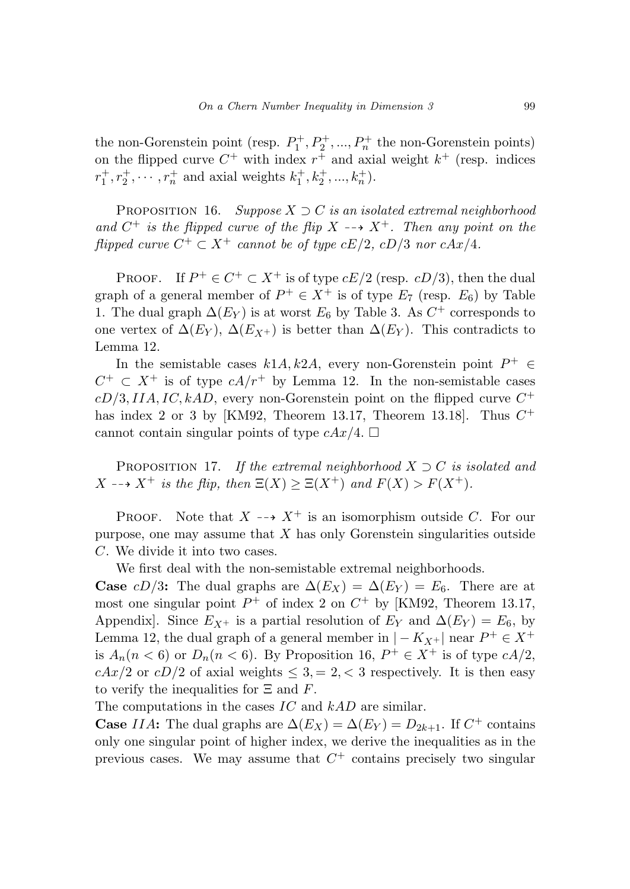the non-Gorenstein point (resp. $P_1^+, P_2^+, ..., P_n^+$ the non-Gorenstein points) on the flipped curve $C^+$ with index $r^+$ and axial weight $k^+$ (resp. indices $r_1^+, r_2^+, \cdots, r_n^+$ and axial weights $k_1^+, k_2^+, ..., k_n^+$).

Proposition 16. *Suppose $X \supset C$ is an isolated extremal neighborhood and $C^+$ is the flipped curve of the flip $X \dashrightarrow X^+$. Then any point on the flipped curve $C^+ \subset X^+$ cannot be of type $cE/2$, $cD/3$ nor $cAx/4$.*

Proof. If $P^+ \in C^+ \subset X^+$ is of type $cE/2$ (resp. $cD/3$), then the dual graph of a general member of $P^+ \in X^+$ is of type $E_7$ (resp. $E_6$) by Table 1. The dual graph $\Delta(E_Y)$ is at worst $E_6$ by Table 3. As $C^+$ corresponds to one vertex of $\Delta(E_Y)$, $\Delta(E_{X^+})$ is better than $\Delta(E_Y)$. This contradicts to Lemma 12.

In the semistable cases $k1A, k2A$, every non-Gorenstein point $P^+ \in C^+ \subset X^+$ is of type $cA/r^+$ by Lemma 12. In the non-semistable cases $cD/3, IIA, IC, kAD$, every non-Gorenstein point on the flipped curve $C^+$ has index 2 or 3 by [KM92, Theorem 13.17, Theorem 13.18]. Thus $C^+$ cannot contain singular points of type $cAx/4$. $\square$

Proposition 17. *If the extremal neighborhood $X \supset C$ is isolated and $X \dashrightarrow X^+$ is the flip, then $\Xi(X) \geq \Xi(X^+)$ and $F(X) > F(X^+)$.*

Proof. Note that $X \dashrightarrow X^+$ is an isomorphism outside $C$. For our purpose, one may assume that $X$ has only Gorenstein singularities outside $C$. We divide it into two cases.

We first deal with the non-semistable extremal neighborhoods.

**Case $cD/3$:** The dual graphs are $\Delta(E_X) = \Delta(E_Y) = E_6$. There are at most one singular point $P^+$ of index 2 on $C^+$ by [KM92, Theorem 13.17, Appendix]. Since $E_{X^+}$ is a partial resolution of $E_Y$ and $\Delta(E_Y) = E_6$, by Lemma 12, the dual graph of a general member in $|-K_{X^+}|$ near $P^+ \in X^+$ is $A_n (n < 6)$ or $D_n (n < 6)$. By Proposition 16, $P^+ \in X^+$ is of type $cA/2$, $cAx/2$ or $cD/2$ of axial weights $\leq 3, = 2, < 3$ respectively. It is then easy to verify the inequalities for $\Xi$ and $F$.

The computations in the cases $IC$ and $kAD$ are similar.

**Case $IIA$:** The dual graphs are $\Delta(E_X) = \Delta(E_Y) = D_{2k+1}$. If $C^+$ contains only one singular point of higher index, we derive the inequalities as in the previous cases. We may assume that $C^+$ contains precisely two singular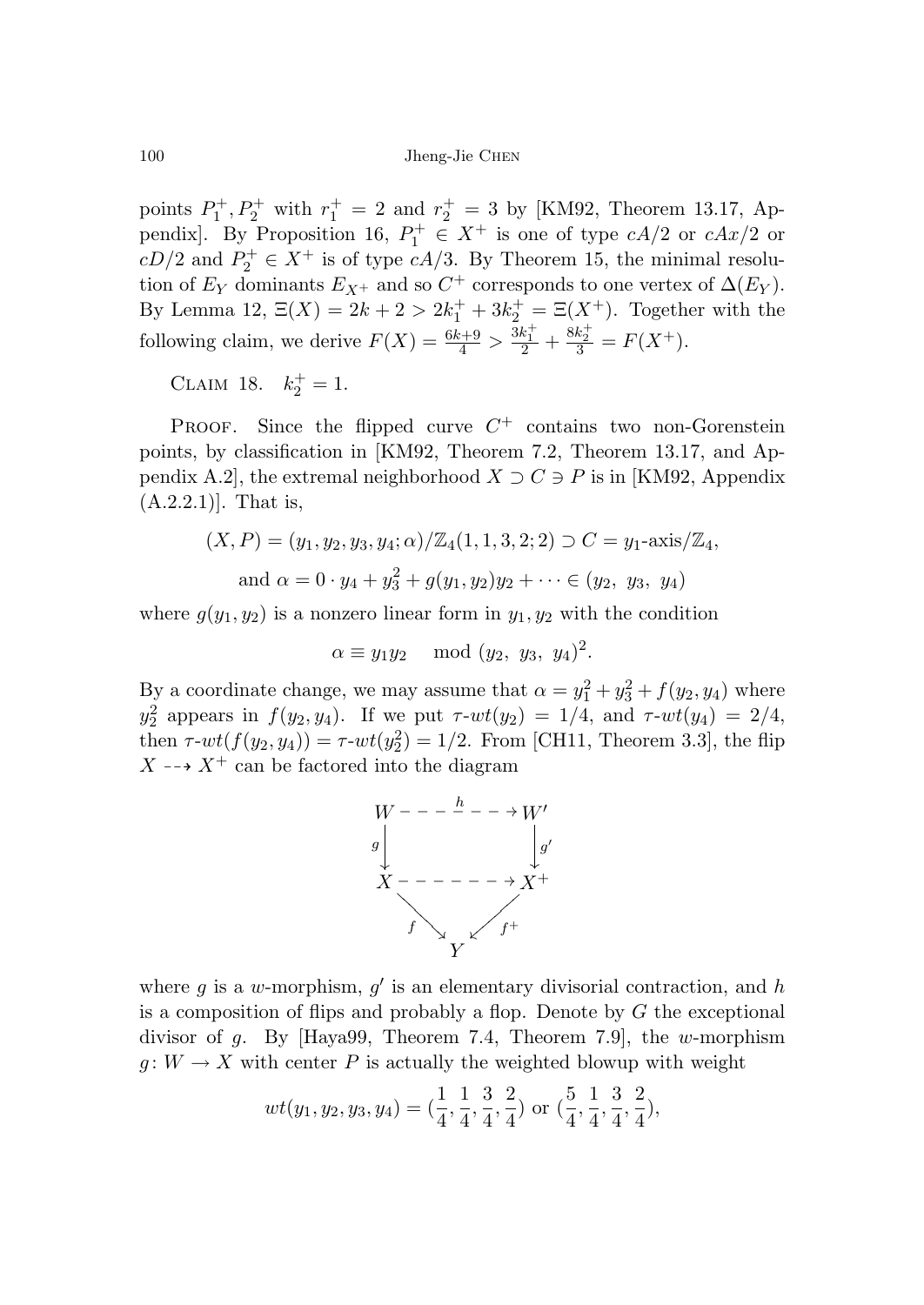points $P_1^+, P_2^+$ with $r_1^+ = 2$ and $r_2^+ = 3$ by [KM92, Theorem 13.17, Appendix]. By Proposition 16, $P_1^+ \in X^+$ is one of type $cA/2$ or $cAx/2$ or $cD/2$ and $P_2^+ \in X^+$ is of type $cA/3$. By Theorem 15, the minimal resolution of $E_Y$ dominants $E_{X^+}$ and so $C^+$ corresponds to one vertex of $\Delta(E_Y)$. By Lemma 12, $\Xi(X) = 2k+2 > 2k_1^+ + 3k_2^+ = \Xi(X^+)$. Together with the following claim, we derive $F(X) = \frac{6k+9}{4} > \frac{3k_1^+}{2} + \frac{8k_2^+}{3} = F(X^+)$.

Claim 18. $k_2^+ = 1$.

Proof. Since the flipped curve $C^+$ contains two non-Gorenstein points, by classification in [KM92, Theorem 7.2, Theorem 13.17, and Appendix A.2], the extremal neighborhood $X \supset C \ni P$ is in [KM92, Appendix (A.2.2.1)]. That is,

$$(X, P) = (y_1, y_2, y_3, y_4; \alpha)/\mathbb{Z}_4(1, 1, 3, 2; 2) \supset C = y_1\text{-axis}/\mathbb{Z}_4,$$

$$\text{and } \alpha = 0 \cdot y_4 + y_3^2 + g(y_1, y_2)y_2 + \cdots \in (y_2,\ y_3,\ y_4)$$

where $g(y_1, y_2)$ is a nonzero linear form in $y_1, y_2$ with the condition

$$\alpha \equiv y_1 y_2 \mod (y_2,\ y_3,\ y_4)^2.$$

By a coordinate change, we may assume that $\alpha = y_1^2 + y_3^2 + f(y_2, y_4)$ where $y_2^2$ appears in $f(y_2, y_4)$. If we put $\tau\text{-}wt(y_2) = 1/4$, and $\tau\text{-}wt(y_4) = 2/4$, then $\tau\text{-}wt(f(y_2, y_4)) = \tau\text{-}wt(y_2^2) = 1/2$. From [CH11, Theorem 3.3], the flip $X \dashrightarrow X^+$ can be factored into the diagram

$$\begin{array}{ccc} W & \overset{h}{\dashrightarrow} & W' \\ {\scriptstyle g}\downarrow & & \downarrow{\scriptstyle g'} \\ X & \dashrightarrow & X^+ \\ & {\scriptstyle f}\searrow \quad \swarrow{\scriptstyle f^+} & \\ & Y & \end{array}$$

where $g$ is a $w$-morphism, $g'$ is an elementary divisorial contraction, and $h$ is a composition of flips and probably a flop. Denote by $G$ the exceptional divisor of $g$. By [Haya99, Theorem 7.4, Theorem 7.9], the $w$-morphism $g\colon W \to X$ with center $P$ is actually the weighted blowup with weight

$$wt(y_1, y_2, y_3, y_4) = (\frac{1}{4}, \frac{1}{4}, \frac{3}{4}, \frac{2}{4}) \text{ or } (\frac{5}{4}, \frac{1}{4}, \frac{3}{4}, \frac{2}{4}),$$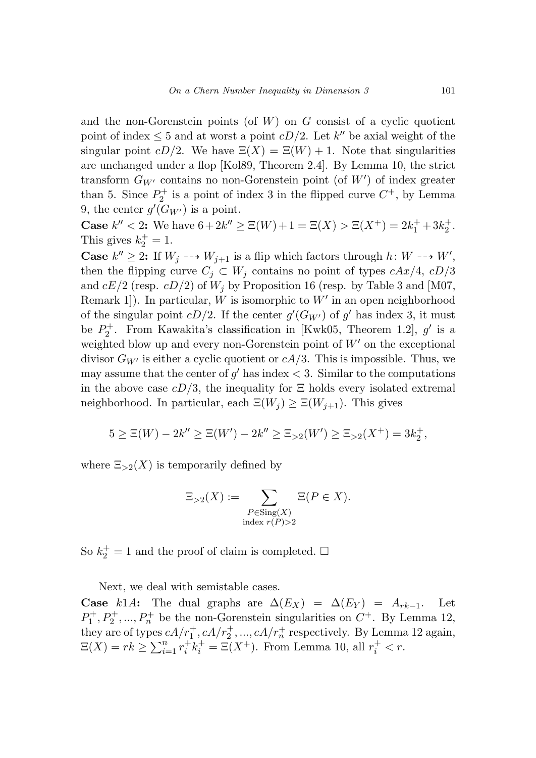and the non-Gorenstein points (of $W$) on $G$ consist of a cyclic quotient point of index $\leq 5$ and at worst a point $cD/2$. Let $k''$ be axial weight of the singular point $cD/2$. We have $\Xi(X) = \Xi(W) + 1$. Note that singularities are unchanged under a flop [Kol89, Theorem 2.4]. By Lemma 10, the strict transform $G_{W'}$ contains no non-Gorenstein point (of $W'$) of index greater than 5. Since $P_2^+$ is a point of index 3 in the flipped curve $C^+$, by Lemma 9, the center $g'(G_{W'})$ is a point.

**Case** $k'' < 2$**:** We have $6 + 2k'' \geq \Xi(W) + 1 = \Xi(X) > \Xi(X^+) = 2k_1^+ + 3k_2^+$. This gives $k_2^+ = 1$.

**Case** $k'' \geq 2$**:** If $W_j \dashrightarrow W_{j+1}$ is a flip which factors through $h\colon W \dashrightarrow W'$, then the flipping curve $C_j \subset W_j$ contains no point of types $cAx/4$, $cD/3$ and $cE/2$ (resp. $cD/2$) of $W_j$ by Proposition 16 (resp. by Table 3 and [M07, Remark 1]). In particular, $W$ is isomorphic to $W'$ in an open neighborhood of the singular point $cD/2$. If the center $g'(G_{W'})$ of $g'$ has index 3, it must be $P_2^+$. From Kawakita's classification in [Kwk05, Theorem 1.2], $g'$ is a weighted blow up and every non-Gorenstein point of $W'$ on the exceptional divisor $G_{W'}$ is either a cyclic quotient or $cA/3$. This is impossible. Thus, we may assume that the center of $g'$ has index $< 3$. Similar to the computations in the above case $cD/3$, the inequality for $\Xi$ holds every isolated extremal neighborhood. In particular, each $\Xi(W_j) \geq \Xi(W_{j+1})$. This gives

$$5 \geq \Xi(W) - 2k'' \geq \Xi(W') - 2k'' \geq \Xi_{>2}(W') \geq \Xi_{>2}(X^+) = 3k_2^+,$$

where $\Xi_{>2}(X)$ is temporarily defined by

$$\Xi_{>2}(X) := \sum_{\substack{P \in \mathrm{Sing}(X) \\ \text{index } r(P) > 2}} \Xi(P \in X).$$

So $k_2^+ = 1$ and the proof of claim is completed. $\square$

Next, we deal with semistable cases.

**Case** $k1A$**:** The dual graphs are $\Delta(E_X) = \Delta(E_Y) = A_{rk-1}$. Let $P_1^+, P_2^+, ..., P_n^+$ be the non-Gorenstein singularities on $C^+$. By Lemma 12, they are of types $cA/r_1^+, cA/r_2^+, ..., cA/r_n^+$ respectively. By Lemma 12 again, $\Xi(X) = rk \geq \sum_{i=1}^n r_i^+ k_i^+ = \Xi(X^+)$. From Lemma 10, all $r_i^+ < r$.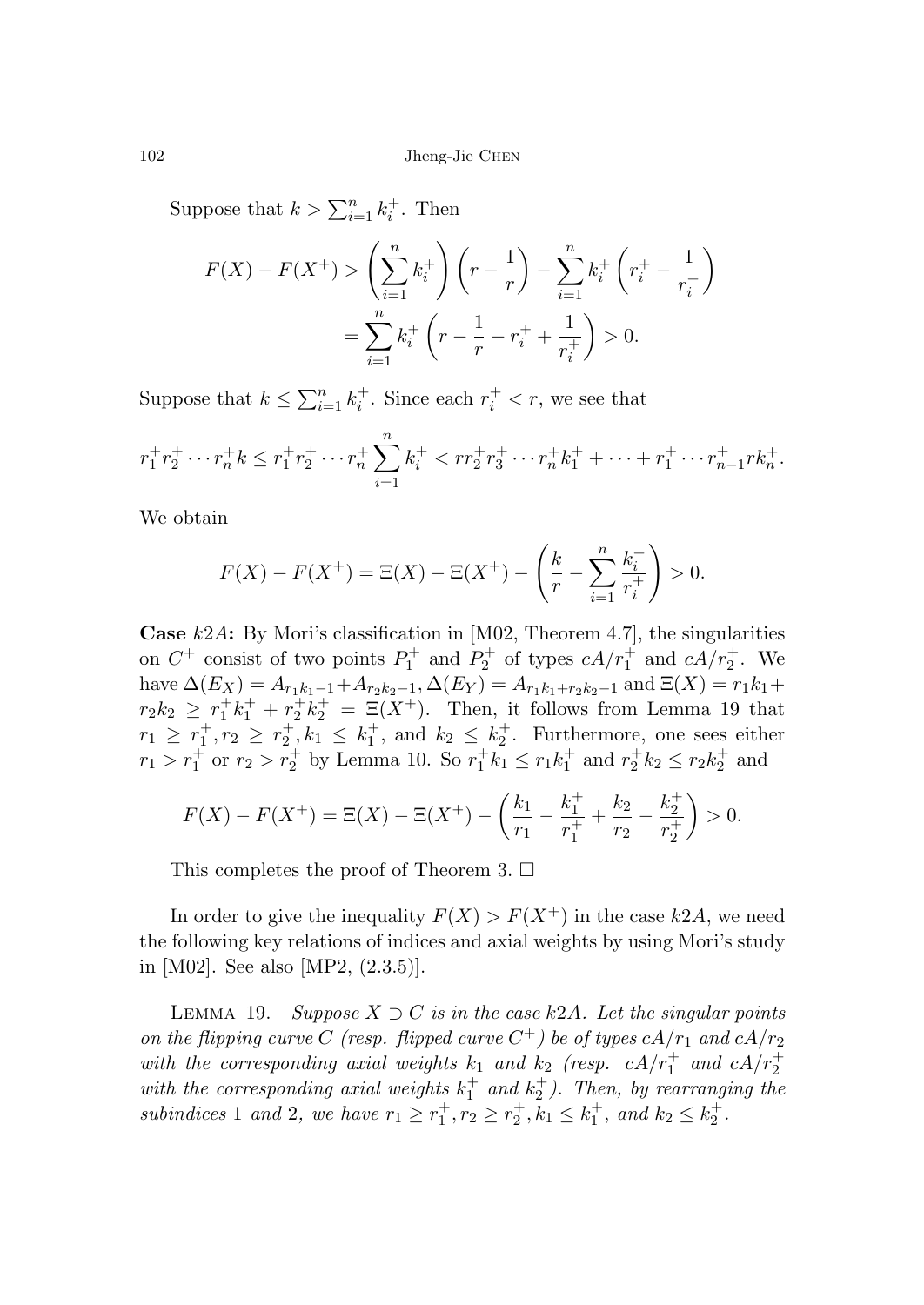Suppose that $k > \sum_{i=1}^{n} k_i^+$. Then

$$F(X) - F(X^+) > \left(\sum_{i=1}^{n} k_i^+\right)\left(r - \frac{1}{r}\right) - \sum_{i=1}^{n} k_i^+\left(r_i^+ - \frac{1}{r_i^+}\right)$$
$$= \sum_{i=1}^{n} k_i^+\left(r - \frac{1}{r} - r_i^+ + \frac{1}{r_i^+}\right) > 0.$$

Suppose that $k \le \sum_{i=1}^{n} k_i^+$. Since each $r_i^+ < r$, we see that

$$r_1^+ r_2^+ \cdots r_n^+ k \le r_1^+ r_2^+ \cdots r_n^+ \sum_{i=1}^{n} k_i^+ < r r_2^+ r_3^+ \cdots r_n^+ k_1^+ + \cdots + r_1^+ \cdots r_{n-1}^+ r k_n^+.$$

We obtain

$$F(X) - F(X^+) = \Xi(X) - \Xi(X^+) - \left(\frac{k}{r} - \sum_{i=1}^{n} \frac{k_i^+}{r_i^+}\right) > 0.$$

**Case $k2A$:** By Mori's classification in [M02, Theorem 4.7], the singularities on $C^+$ consist of two points $P_1^+$ and $P_2^+$ of types $cA/r_1^+$ and $cA/r_2^+$. We have $\Delta(E_X) = A_{r_1k_1-1} + A_{r_2k_2-1}$, $\Delta(E_Y) = A_{r_1k_1+r_2k_2-1}$ and $\Xi(X) = r_1k_1 + r_2k_2 \ge r_1^+k_1^+ + r_2^+k_2^+ = \Xi(X^+)$. Then, it follows from Lemma 19 that $r_1 \ge r_1^+, r_2 \ge r_2^+, k_1 \le k_1^+$, and $k_2 \le k_2^+$. Furthermore, one sees either $r_1 > r_1^+$ or $r_2 > r_2^+$ by Lemma 10. So $r_1^+k_1 \le r_1k_1^+$ and $r_2^+k_2 \le r_2k_2^+$ and

$$F(X) - F(X^+) = \Xi(X) - \Xi(X^+) - \left(\frac{k_1}{r_1} - \frac{k_1^+}{r_1^+} + \frac{k_2}{r_2} - \frac{k_2^+}{r_2^+}\right) > 0.$$

This completes the proof of Theorem 3. $\square$

In order to give the inequality $F(X) > F(X^+)$ in the case $k2A$, we need the following key relations of indices and axial weights by using Mori's study in [M02]. See also [MP2, (2.3.5)].

Lemma 19. *Suppose $X \supset C$ is in the case $k2A$. Let the singular points on the flipping curve $C$ (resp. flipped curve $C^+$) be of types $cA/r_1$ and $cA/r_2$ with the corresponding axial weights $k_1$ and $k_2$ (resp. $cA/r_1^+$ and $cA/r_2^+$ with the corresponding axial weights $k_1^+$ and $k_2^+$). Then, by rearranging the subindices 1 and 2, we have $r_1 \ge r_1^+, r_2 \ge r_2^+, k_1 \le k_1^+$, and $k_2 \le k_2^+$.*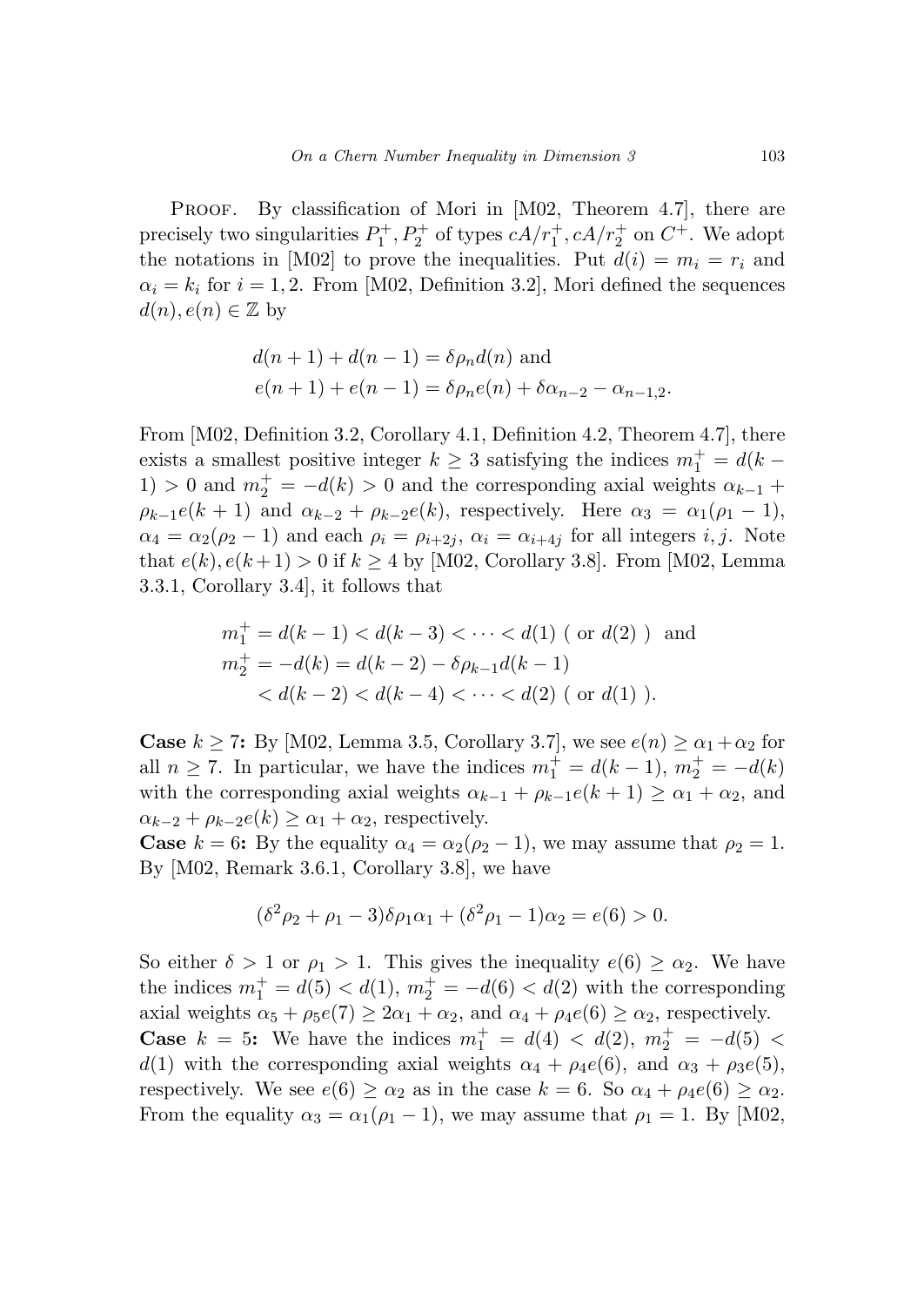PROOF. By classification of Mori in [M02, Theorem 4.7], there are precisely two singularities $P_1^+, P_2^+$ of types $cA/r_1^+, cA/r_2^+$ on $C^+$. We adopt the notations in [M02] to prove the inequalities. Put $d(i) = m_i = r_i$ and $\alpha_i = k_i$ for $i = 1, 2$. From [M02, Definition 3.2], Mori defined the sequences $d(n), e(n) \in \mathbb{Z}$ by

$$
\begin{aligned}
&d(n+1) + d(n-1) = \delta\rho_n d(n) \text{ and} \\
&e(n+1) + e(n-1) = \delta\rho_n e(n) + \delta\alpha_{n-2} - \alpha_{n-1,2}.
\end{aligned}
$$

From [M02, Definition 3.2, Corollary 4.1, Definition 4.2, Theorem 4.7], there exists a smallest positive integer $k \geq 3$ satisfying the indices $m_1^+ = d(k-1) > 0$ and $m_2^+ = -d(k) > 0$ and the corresponding axial weights $\alpha_{k-1} + \rho_{k-1}e(k+1)$ and $\alpha_{k-2} + \rho_{k-2}e(k)$, respectively. Here $\alpha_3 = \alpha_1(\rho_1 - 1)$, $\alpha_4 = \alpha_2(\rho_2 - 1)$ and each $\rho_i = \rho_{i+2j}$, $\alpha_i = \alpha_{i+4j}$ for all integers $i, j$. Note that $e(k), e(k+1) > 0$ if $k \geq 4$ by [M02, Corollary 3.8]. From [M02, Lemma 3.3.1, Corollary 3.4], it follows that

$$
\begin{aligned}
m_1^+ &= d(k-1) < d(k-3) < \cdots < d(1) \text{ ( or } d(2) \text{ ) and} \\
m_2^+ &= -d(k) = d(k-2) - \delta\rho_{k-1}d(k-1) \\
&< d(k-2) < d(k-4) < \cdots < d(2) \text{ ( or } d(1) \text{ ).}
\end{aligned}
$$

**Case $k \geq 7$:** By [M02, Lemma 3.5, Corollary 3.7], we see $e(n) \geq \alpha_1 + \alpha_2$ for all $n \geq 7$. In particular, we have the indices $m_1^+ = d(k-1)$, $m_2^+ = -d(k)$ with the corresponding axial weights $\alpha_{k-1} + \rho_{k-1}e(k+1) \geq \alpha_1 + \alpha_2$, and $\alpha_{k-2} + \rho_{k-2}e(k) \geq \alpha_1 + \alpha_2$, respectively.

**Case $k = 6$:** By the equality $\alpha_4 = \alpha_2(\rho_2 - 1)$, we may assume that $\rho_2 = 1$. By [M02, Remark 3.6.1, Corollary 3.8], we have

$$
(\delta^2\rho_2 + \rho_1 - 3)\delta\rho_1\alpha_1 + (\delta^2\rho_1 - 1)\alpha_2 = e(6) > 0.
$$

So either $\delta > 1$ or $\rho_1 > 1$. This gives the inequality $e(6) \geq \alpha_2$. We have the indices $m_1^+ = d(5) < d(1)$, $m_2^+ = -d(6) < d(2)$ with the corresponding axial weights $\alpha_5 + \rho_5 e(7) \geq 2\alpha_1 + \alpha_2$, and $\alpha_4 + \rho_4 e(6) \geq \alpha_2$, respectively.

**Case $k = 5$:** We have the indices $m_1^+ = d(4) < d(2)$, $m_2^+ = -d(5) < d(1)$ with the corresponding axial weights $\alpha_4 + \rho_4 e(6)$, and $\alpha_3 + \rho_3 e(5)$, respectively. We see $e(6) \geq \alpha_2$ as in the case $k = 6$. So $\alpha_4 + \rho_4 e(6) \geq \alpha_2$. From the equality $\alpha_3 = \alpha_1(\rho_1 - 1)$, we may assume that $\rho_1 = 1$. By [M02,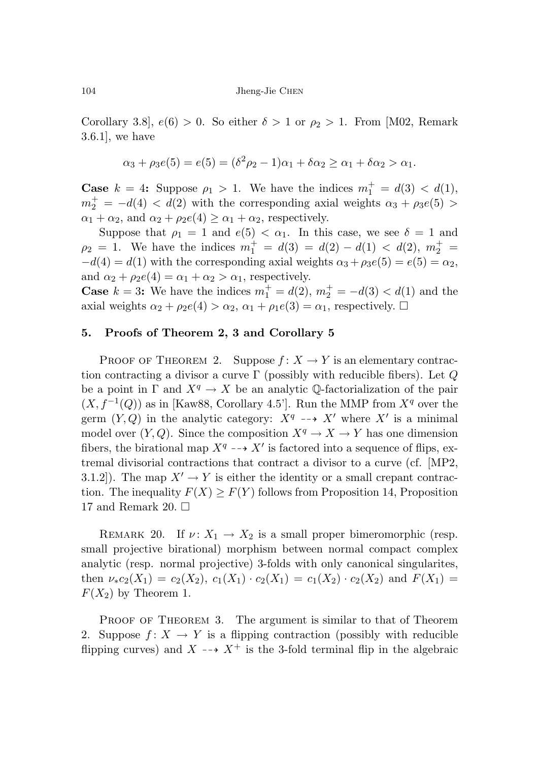Corollary 3.8], $e(6) > 0$. So either $\delta > 1$ or $\rho_2 > 1$. From [M02, Remark 3.6.1], we have

$$\alpha_3 + \rho_3 e(5) = e(5) = (\delta^2\rho_2 - 1)\alpha_1 + \delta\alpha_2 \geq \alpha_1 + \delta\alpha_2 > \alpha_1.$$

**Case $k = 4$:** Suppose $\rho_1 > 1$. We have the indices $m_1^+ = d(3) < d(1)$, $m_2^+ = -d(4) < d(2)$ with the corresponding axial weights $\alpha_3 + \rho_3 e(5) > \alpha_1 + \alpha_2$, and $\alpha_2 + \rho_2 e(4) \geq \alpha_1 + \alpha_2$, respectively.

Suppose that $\rho_1 = 1$ and $e(5) < \alpha_1$. In this case, we see $\delta = 1$ and $\rho_2 = 1$. We have the indices $m_1^+ = d(3) = d(2) - d(1) < d(2)$, $m_2^+ = -d(4) = d(1)$ with the corresponding axial weights $\alpha_3 + \rho_3 e(5) = e(5) = \alpha_2$, and $\alpha_2 + \rho_2 e(4) = \alpha_1 + \alpha_2 > \alpha_1$, respectively.

**Case $k = 3$:** We have the indices $m_1^+ = d(2)$, $m_2^+ = -d(3) < d(1)$ and the axial weights $\alpha_2 + \rho_2 e(4) > \alpha_2$, $\alpha_1 + \rho_1 e(3) = \alpha_1$, respectively. □

## 5. Proofs of Theorem 2, 3 and Corollary 5

Proof of Theorem 2. Suppose $f\colon X \to Y$ is an elementary contraction contracting a divisor a curve $\Gamma$ (possibly with reducible fibers). Let $Q$ be a point in $\Gamma$ and $X^q \to X$ be an analytic $\mathbb{Q}$-factorialization of the pair $(X, f^{-1}(Q))$ as in [Kaw88, Corollary 4.5']. Run the MMP from $X^q$ over the germ $(Y, Q)$ in the analytic category: $X^q \dashrightarrow X'$ where $X'$ is a minimal model over $(Y, Q)$. Since the composition $X^q \to X \to Y$ has one dimension fibers, the birational map $X^q \dashrightarrow X'$ is factored into a sequence of flips, extremal divisorial contractions that contract a divisor to a curve (cf. [MP2, 3.1.2]). The map $X' \to Y$ is either the identity or a small crepant contraction. The inequality $F(X) \geq F(Y)$ follows from Proposition 14, Proposition 17 and Remark 20. □

Remark 20. If $\nu\colon X_1 \to X_2$ is a small proper bimeromorphic (resp. small projective birational) morphism between normal compact complex analytic (resp. normal projective) 3-folds with only canonical singularites, then $\nu_* c_2(X_1) = c_2(X_2)$, $c_1(X_1) \cdot c_2(X_1) = c_1(X_2) \cdot c_2(X_2)$ and $F(X_1) = F(X_2)$ by Theorem 1.

Proof of Theorem 3. The argument is similar to that of Theorem 2. Suppose $f\colon X \to Y$ is a flipping contraction (possibly with reducible flipping curves) and $X \dashrightarrow X^+$ is the 3-fold terminal flip in the algebraic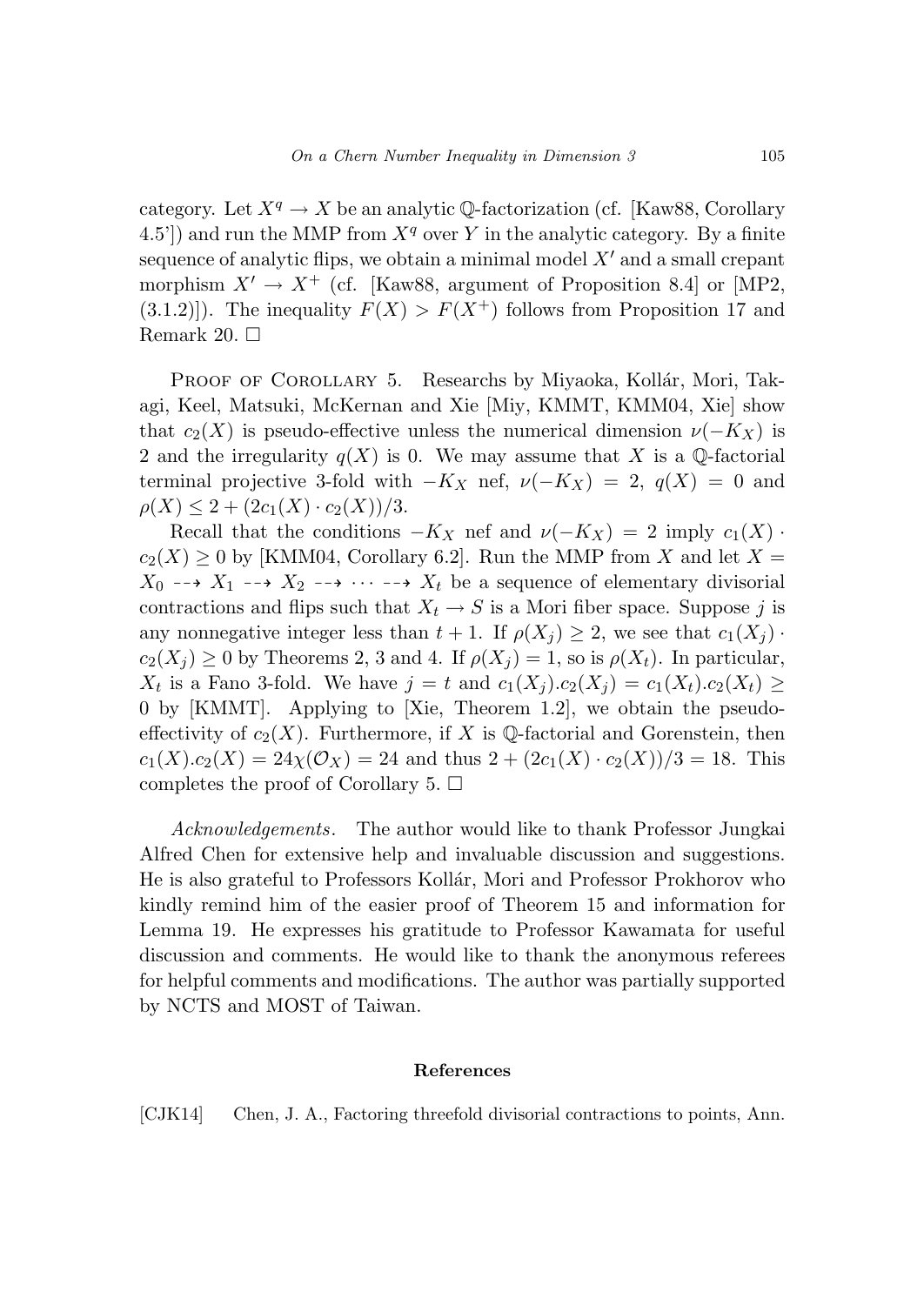category. Let $X^q \to X$ be an analytic $\mathbb{Q}$-factorization (cf. [Kaw88, Corollary 4.5']) and run the MMP from $X^q$ over $Y$ in the analytic category. By a finite sequence of analytic flips, we obtain a minimal model $X'$ and a small crepant morphism $X' \to X^+$ (cf. [Kaw88, argument of Proposition 8.4] or [MP2, (3.1.2)]). The inequality $F(X) > F(X^+)$ follows from Proposition 17 and Remark 20. □

Proof of Corollary 5. Researchs by Miyaoka, Kollár, Mori, Takagi, Keel, Matsuki, McKernan and Xie [Miy, KMMT, KMM04, Xie] show that $c_2(X)$ is pseudo-effective unless the numerical dimension $\nu(-K_X)$ is 2 and the irregularity $q(X)$ is 0. We may assume that $X$ is a $\mathbb{Q}$-factorial terminal projective 3-fold with $-K_X$ nef, $\nu(-K_X) = 2$, $q(X) = 0$ and $\rho(X) \leq 2 + (2c_1(X) \cdot c_2(X))/3$.

Recall that the conditions $-K_X$ nef and $\nu(-K_X) = 2$ imply $c_1(X) \cdot c_2(X) \geq 0$ by [KMM04, Corollary 6.2]. Run the MMP from $X$ and let $X = X_0 \dashrightarrow X_1 \dashrightarrow X_2 \dashrightarrow \cdots \dashrightarrow X_t$ be a sequence of elementary divisorial contractions and flips such that $X_t \to S$ is a Mori fiber space. Suppose $j$ is any nonnegative integer less than $t+1$. If $\rho(X_j) \geq 2$, we see that $c_1(X_j) \cdot c_2(X_j) \geq 0$ by Theorems 2, 3 and 4. If $\rho(X_j) = 1$, so is $\rho(X_t)$. In particular, $X_t$ is a Fano 3-fold. We have $j = t$ and $c_1(X_j).c_2(X_j) = c_1(X_t).c_2(X_t) \geq 0$ by [KMMT]. Applying to [Xie, Theorem 1.2], we obtain the pseudo-effectivity of $c_2(X)$. Furthermore, if $X$ is $\mathbb{Q}$-factorial and Gorenstein, then $c_1(X).c_2(X) = 24\chi(\mathcal{O}_X) = 24$ and thus $2 + (2c_1(X) \cdot c_2(X))/3 = 18$. This completes the proof of Corollary 5. □

*Acknowledgements*. The author would like to thank Professor Jungkai Alfred Chen for extensive help and invaluable discussion and suggestions. He is also grateful to Professors Kollár, Mori and Professor Prokhorov who kindly remind him of the easier proof of Theorem 15 and information for Lemma 19. He expresses his gratitude to Professor Kawamata for useful discussion and comments. He would like to thank the anonymous referees for helpful comments and modifications. The author was partially supported by NCTS and MOST of Taiwan.

## References

[CJK14] Chen, J. A., Factoring threefold divisorial contractions to points, Ann.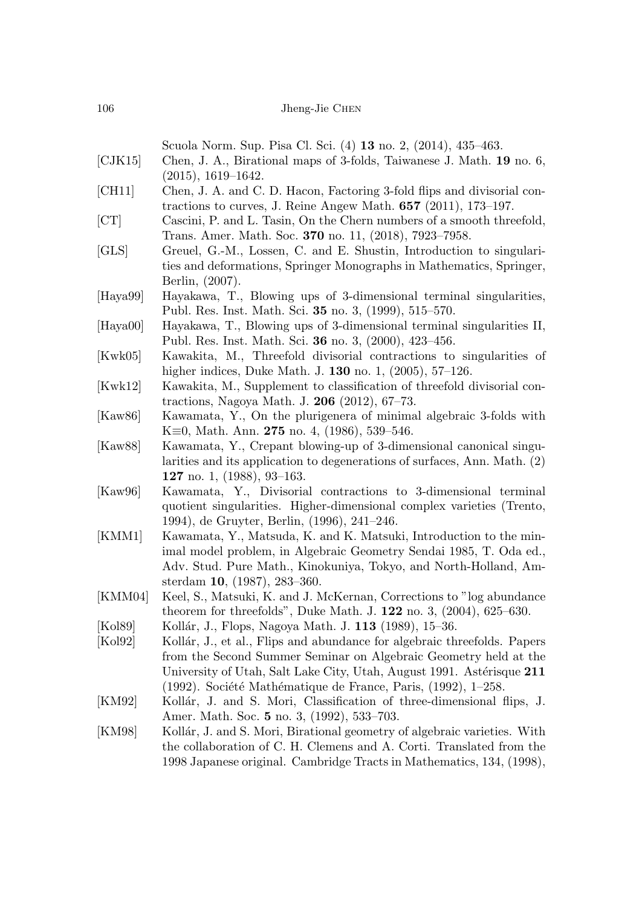Scuola Norm. Sup. Pisa Cl. Sci. (4) **13** no. 2, (2014), 435–463.

[CJK15] Chen, J. A., Birational maps of 3-folds, Taiwanese J. Math. **19** no. 6, (2015), 1619–1642.

[CH11] Chen, J. A. and C. D. Hacon, Factoring 3-fold flips and divisorial contractions to curves, J. Reine Angew Math. **657** (2011), 173–197.

[CT] Cascini, P. and L. Tasin, On the Chern numbers of a smooth threefold, Trans. Amer. Math. Soc. **370** no. 11, (2018), 7923–7958.

[GLS] Greuel, G.-M., Lossen, C. and E. Shustin, Introduction to singularities and deformations, Springer Monographs in Mathematics, Springer, Berlin, (2007).

[Haya99] Hayakawa, T., Blowing ups of 3-dimensional terminal singularities, Publ. Res. Inst. Math. Sci. **35** no. 3, (1999), 515–570.

[Haya00] Hayakawa, T., Blowing ups of 3-dimensional terminal singularities II, Publ. Res. Inst. Math. Sci. **36** no. 3, (2000), 423–456.

[Kwk05] Kawakita, M., Threefold divisorial contractions to singularities of higher indices, Duke Math. J. **130** no. 1, (2005), 57–126.

[Kwk12] Kawakita, M., Supplement to classification of threefold divisorial contractions, Nagoya Math. J. **206** (2012), 67–73.

[Kaw86] Kawamata, Y., On the plurigenera of minimal algebraic 3-folds with K≡0, Math. Ann. **275** no. 4, (1986), 539–546.

[Kaw88] Kawamata, Y., Crepant blowing-up of 3-dimensional canonical singularities and its application to degenerations of surfaces, Ann. Math. (2) **127** no. 1, (1988), 93–163.

[Kaw96] Kawamata, Y., Divisorial contractions to 3-dimensional terminal quotient singularities. Higher-dimensional complex varieties (Trento, 1994), de Gruyter, Berlin, (1996), 241–246.

[KMM1] Kawamata, Y., Matsuda, K. and K. Matsuki, Introduction to the minimal model problem, in Algebraic Geometry Sendai 1985, T. Oda ed., Adv. Stud. Pure Math., Kinokuniya, Tokyo, and North-Holland, Amsterdam **10**, (1987), 283–360.

[KMM04] Keel, S., Matsuki, K. and J. McKernan, Corrections to "log abundance theorem for threefolds", Duke Math. J. **122** no. 3, (2004), 625–630.

[Kol89] Kollár, J., Flops, Nagoya Math. J. **113** (1989), 15–36.

[Kol92] Kollár, J., et al., Flips and abundance for algebraic threefolds. Papers from the Second Summer Seminar on Algebraic Geometry held at the University of Utah, Salt Lake City, Utah, August 1991. Astérisque **211** (1992). Société Mathématique de France, Paris, (1992), 1–258.

[KM92] Kollár, J. and S. Mori, Classification of three-dimensional flips, J. Amer. Math. Soc. **5** no. 3, (1992), 533–703.

[KM98] Kollár, J. and S. Mori, Birational geometry of algebraic varieties. With the collaboration of C. H. Clemens and A. Corti. Translated from the 1998 Japanese original. Cambridge Tracts in Mathematics, 134, (1998),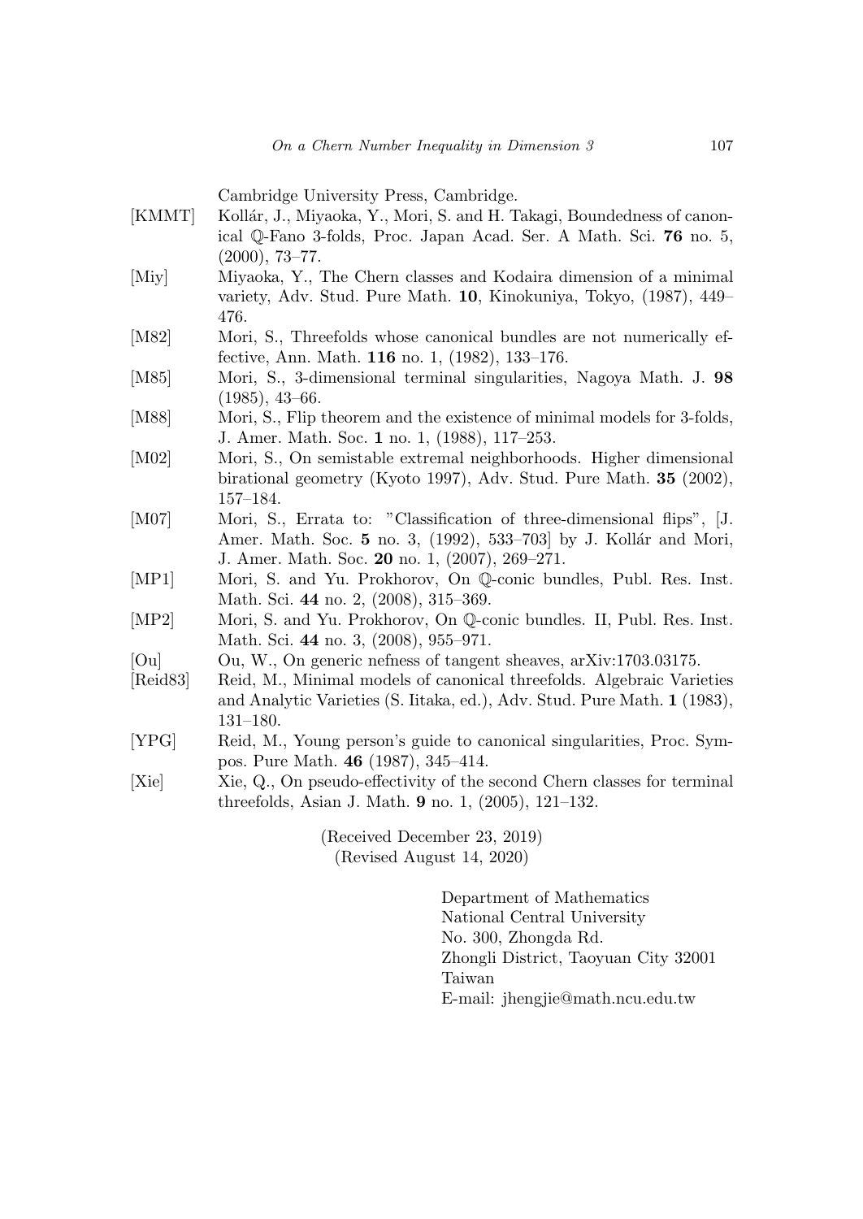Cambridge University Press, Cambridge.

[KMMT] Kollár, J., Miyaoka, Y., Mori, S. and H. Takagi, Boundedness of canonical $\mathbb{Q}$-Fano 3-folds, Proc. Japan Acad. Ser. A Math. Sci. **76** no. 5, (2000), 73–77.

[Miy] Miyaoka, Y., The Chern classes and Kodaira dimension of a minimal variety, Adv. Stud. Pure Math. **10**, Kinokuniya, Tokyo, (1987), 449–476.

[M82] Mori, S., Threefolds whose canonical bundles are not numerically effective, Ann. Math. **116** no. 1, (1982), 133–176.

[M85] Mori, S., 3-dimensional terminal singularities, Nagoya Math. J. **98** (1985), 43–66.

[M88] Mori, S., Flip theorem and the existence of minimal models for 3-folds, J. Amer. Math. Soc. **1** no. 1, (1988), 117–253.

[M02] Mori, S., On semistable extremal neighborhoods. Higher dimensional birational geometry (Kyoto 1997), Adv. Stud. Pure Math. **35** (2002), 157–184.

[M07] Mori, S., Errata to: "Classification of three-dimensional flips", [J. Amer. Math. Soc. **5** no. 3, (1992), 533–703] by J. Kollár and Mori, J. Amer. Math. Soc. **20** no. 1, (2007), 269–271.

[MP1] Mori, S. and Yu. Prokhorov, On $\mathbb{Q}$-conic bundles, Publ. Res. Inst. Math. Sci. **44** no. 2, (2008), 315–369.

[MP2] Mori, S. and Yu. Prokhorov, On $\mathbb{Q}$-conic bundles. II, Publ. Res. Inst. Math. Sci. **44** no. 3, (2008), 955–971.

[Ou] Ou, W., On generic nefness of tangent sheaves, arXiv:1703.03175.

[Reid83] Reid, M., Minimal models of canonical threefolds. Algebraic Varieties and Analytic Varieties (S. Iitaka, ed.), Adv. Stud. Pure Math. **1** (1983), 131–180.

[YPG] Reid, M., Young person's guide to canonical singularities, Proc. Sympos. Pure Math. **46** (1987), 345–414.

[Xie] Xie, Q., On pseudo-effectivity of the second Chern classes for terminal threefolds, Asian J. Math. **9** no. 1, (2005), 121–132.

(Received December 23, 2019)
(Revised August 14, 2020)

Department of Mathematics
National Central University
No. 300, Zhongda Rd.
Zhongli District, Taoyuan City 32001
Taiwan
E-mail: jhengjie@math.ncu.edu.tw